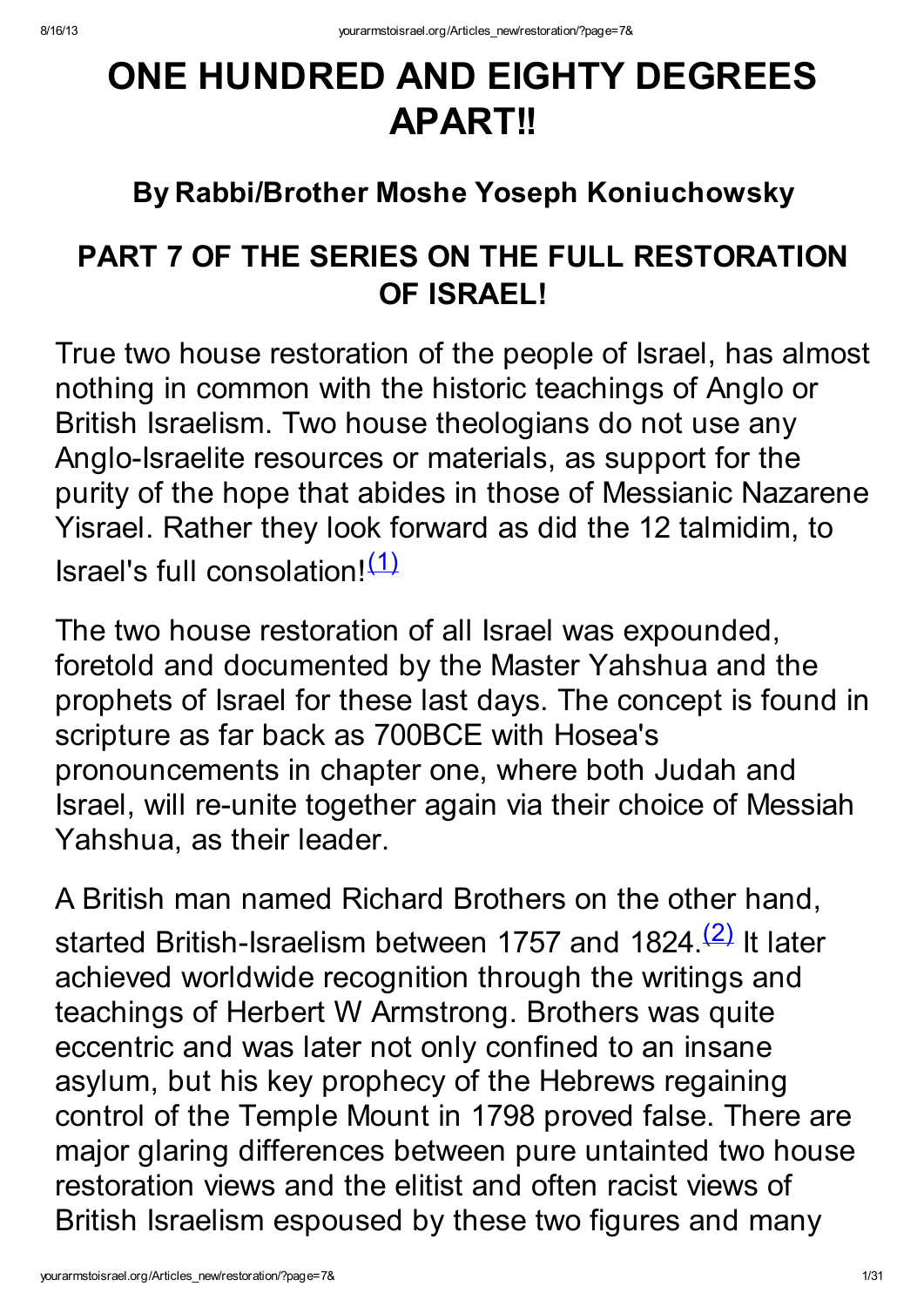# ONE HUNDRED AND EIGHTY DEGREES APART!!

## By Rabbi/Brother Moshe Yoseph Koniuchowsky

## PART 7 OF THE SERIES ON THE FULL RESTORATION OF ISRAEL!

True two house restoration of the people of Israel, has almost nothing in common with the historic teachings of Anglo or British Israelism. Two house theologians do not use any Anglo-Israelite resources or materials, as support for the purity of the hope that abides in those of Messianic Nazarene Yisrael. Rather they look forward as did the 12 talmidim, to Israel's full consolation![(1)]

The two house restoration of all Israel was expounded, foretold and documented by the Master Yahshua and the prophets of Israel for these last days. The concept is found in scripture as far back as 700BCE with Hosea's pronouncements in chapter one, where both Judah and Israel, will re-unite together again via their choice of Messiah Yahshua, as their leader.

A British man named Richard Brothers on the other hand, started British-Israelism between 1757 and 1824.[(2)] It later achieved worldwide recognition through the writings and teachings of Herbert W Armstrong. Brothers was quite eccentric and was later not only confined to an insane asylum, but his key prophecy of the Hebrews regaining control of the Temple Mount in 1798 proved false. There are major glaring differences between pure untainted two house restoration views and the elitist and often racist views of British Israelism espoused by these two figures and many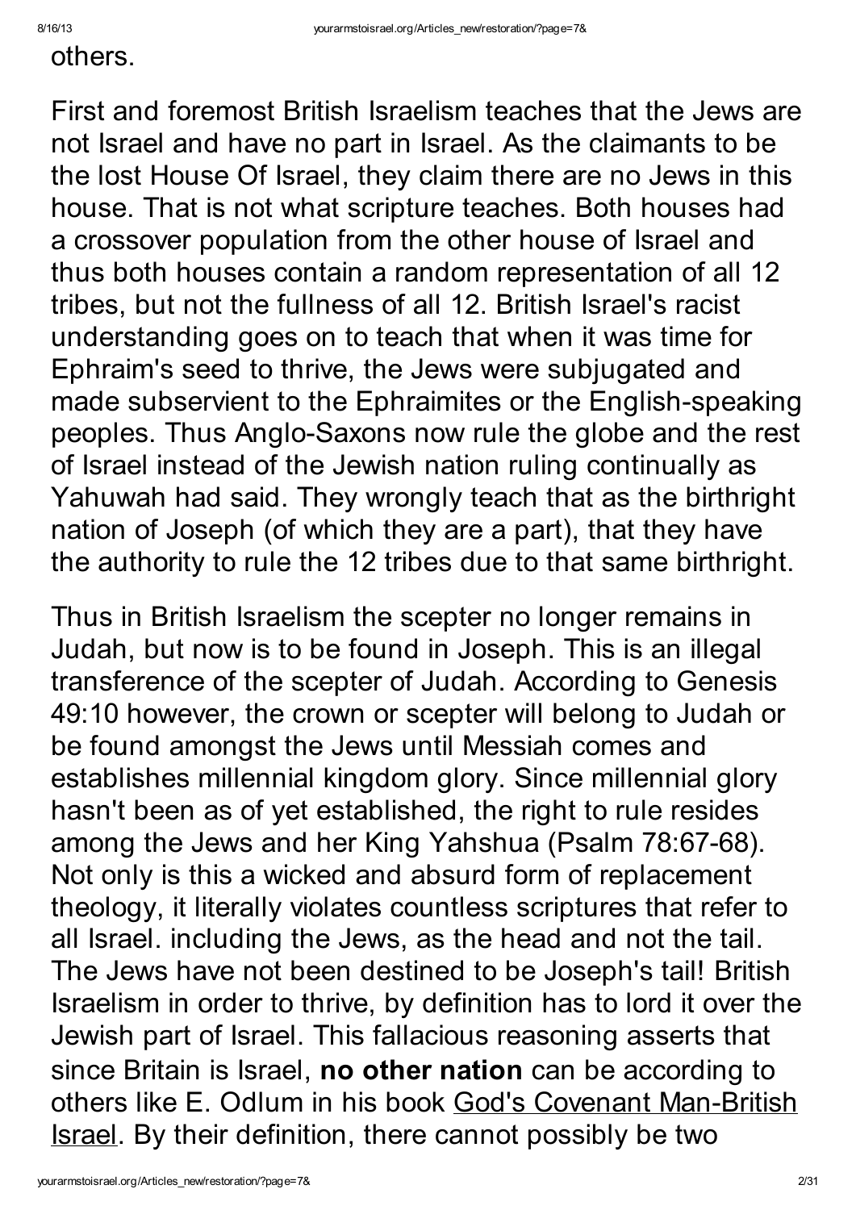others.

First and foremost British Israelism teaches that the Jews are not Israel and have no part in Israel. As the claimants to be the lost House Of Israel, they claim there are no Jews in this house. That is not what scripture teaches. Both houses had a crossover population from the other house of Israel and thus both houses contain a random representation of all 12 tribes, but not the fullness of all 12. British Israel's racist understanding goes on to teach that when it was time for Ephraim's seed to thrive, the Jews were subjugated and made subservient to the Ephraimites or the English-speaking peoples. Thus Anglo-Saxons now rule the globe and the rest of Israel instead of the Jewish nation ruling continually as Yahuwah had said. They wrongly teach that as the birthright nation of Joseph (of which they are a part), that they have the authority to rule the 12 tribes due to that same birthright.

Thus in British Israelism the scepter no longer remains in Judah, but now is to be found in Joseph. This is an illegal transference of the scepter of Judah. According to Genesis 49:10 however, the crown or scepter will belong to Judah or be found amongst the Jews until Messiah comes and establishes millennial kingdom glory. Since millennial glory hasn't been as of yet established, the right to rule resides among the Jews and her King Yahshua (Psalm 78:67-68). Not only is this a wicked and absurd form of replacement theology, it literally violates countless scriptures that refer to all Israel. including the Jews, as the head and not the tail. The Jews have not been destined to be Joseph's tail! British Israelism in order to thrive, by definition has to lord it over the Jewish part of Israel. This fallacious reasoning asserts that since Britain is Israel, **no other nation** can be according to others like E. Odlum in his book God's Covenant Man-British Israel. By their definition, there cannot possibly be two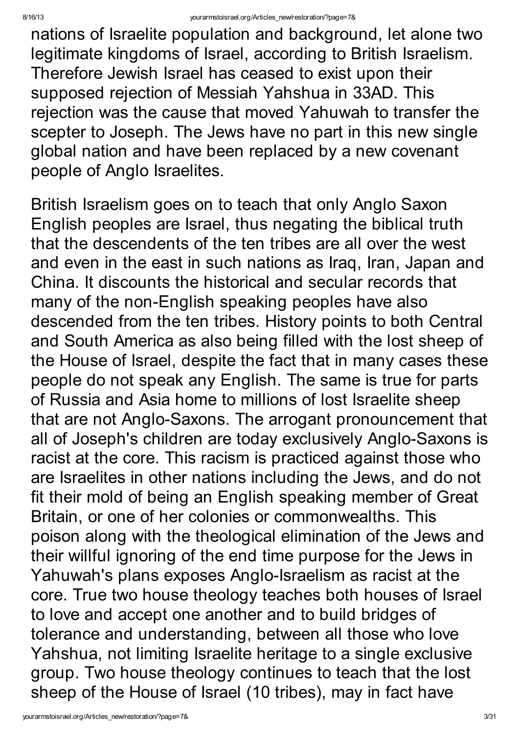nations of Israelite population and background, let alone two legitimate kingdoms of Israel, according to British Israelism. Therefore Jewish Israel has ceased to exist upon their supposed rejection of Messiah Yahshua in 33AD. This rejection was the cause that moved Yahuwah to transfer the scepter to Joseph. The Jews have no part in this new single global nation and have been replaced by a new covenant people of Anglo Israelites.

British Israelism goes on to teach that only Anglo Saxon English peoples are Israel, thus negating the biblical truth that the descendents of the ten tribes are all over the west and even in the east in such nations as Iraq, Iran, Japan and China. It discounts the historical and secular records that many of the non-English speaking peoples have also descended from the ten tribes. History points to both Central and South America as also being filled with the lost sheep of the House of Israel, despite the fact that in many cases these people do not speak any English. The same is true for parts of Russia and Asia home to millions of lost Israelite sheep that are not Anglo-Saxons. The arrogant pronouncement that all of Joseph's children are today exclusively Anglo-Saxons is racist at the core. This racism is practiced against those who are Israelites in other nations including the Jews, and do not fit their mold of being an English speaking member of Great Britain, or one of her colonies or commonwealths. This poison along with the theological elimination of the Jews and their willful ignoring of the end time purpose for the Jews in Yahuwah's plans exposes Anglo-Israelism as racist at the core. True two house theology teaches both houses of Israel to love and accept one another and to build bridges of tolerance and understanding, between all those who love Yahshua, not limiting Israelite heritage to a single exclusive group. Two house theology continues to teach that the lost sheep of the House of Israel (10 tribes), may in fact have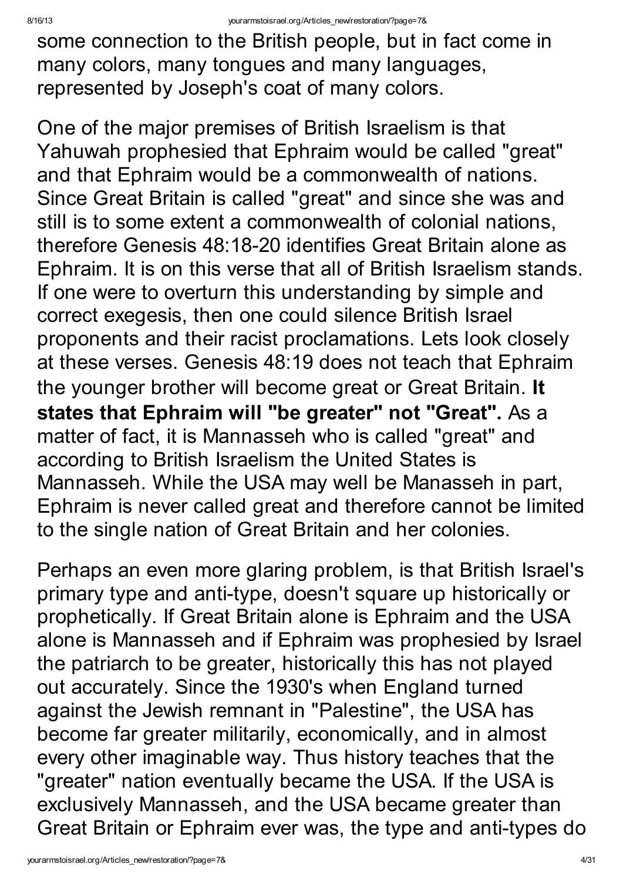some connection to the British people, but in fact come in many colors, many tongues and many languages, represented by Joseph's coat of many colors.

One of the major premises of British Israelism is that Yahuwah prophesied that Ephraim would be called "great" and that Ephraim would be a commonwealth of nations. Since Great Britain is called "great" and since she was and still is to some extent a commonwealth of colonial nations, therefore Genesis 48:18-20 identifies Great Britain alone as Ephraim. It is on this verse that all of British Israelism stands. If one were to overturn this understanding by simple and correct exegesis, then one could silence British Israel proponents and their racist proclamations. Lets look closely at these verses. Genesis 48:19 does not teach that Ephraim the younger brother will become great or Great Britain. **It states that Ephraim will "be greater" not "Great".** As a matter of fact, it is Mannasseh who is called "great" and according to British Israelism the United States is Mannasseh. While the USA may well be Manasseh in part, Ephraim is never called great and therefore cannot be limited to the single nation of Great Britain and her colonies.

Perhaps an even more glaring problem, is that British Israel's primary type and anti-type, doesn't square up historically or prophetically. If Great Britain alone is Ephraim and the USA alone is Mannasseh and if Ephraim was prophesied by Israel the patriarch to be greater, historically this has not played out accurately. Since the 1930's when England turned against the Jewish remnant in "Palestine", the USA has become far greater militarily, economically, and in almost every other imaginable way. Thus history teaches that the "greater" nation eventually became the USA. If the USA is exclusively Mannasseh, and the USA became greater than Great Britain or Ephraim ever was, the type and anti-types do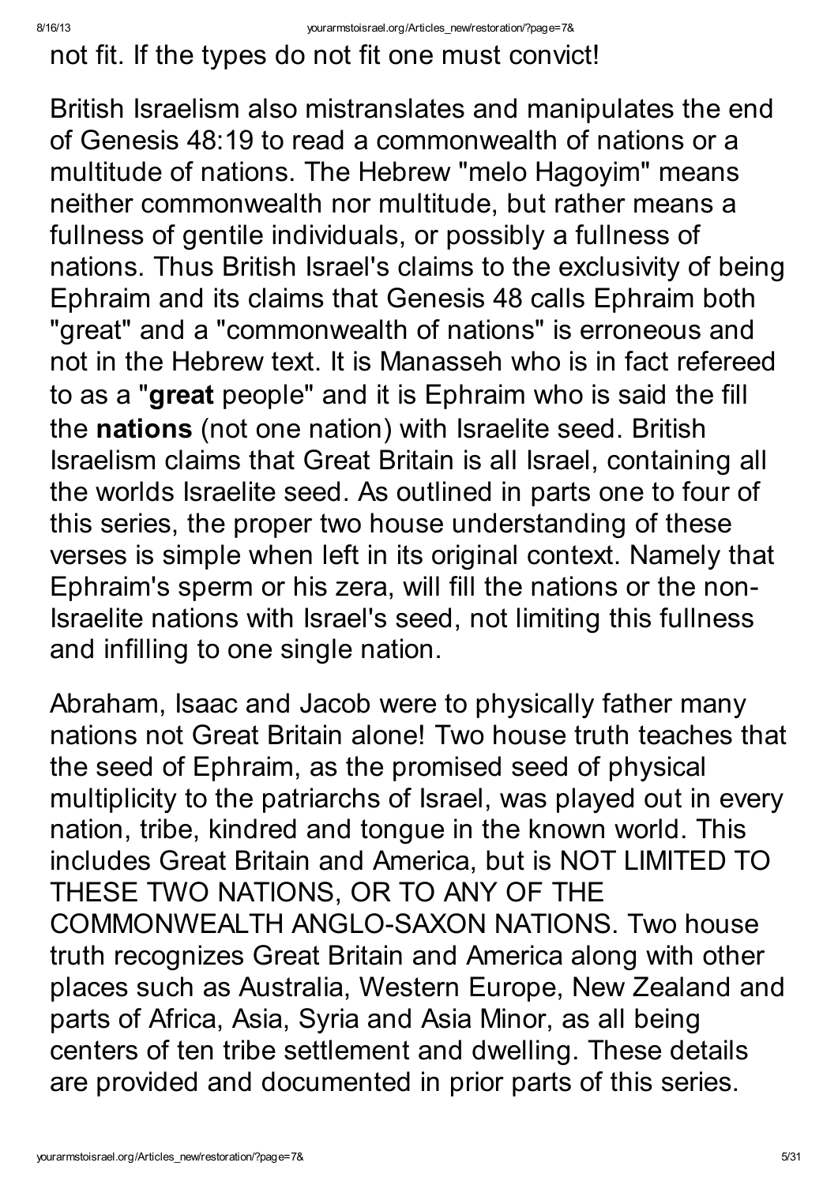not fit. If the types do not fit one must convict!

British Israelism also mistranslates and manipulates the end of Genesis 48:19 to read a commonwealth of nations or a multitude of nations. The Hebrew "melo Hagoyim" means neither commonwealth nor multitude, but rather means a fullness of gentile individuals, or possibly a fullness of nations. Thus British Israel's claims to the exclusivity of being Ephraim and its claims that Genesis 48 calls Ephraim both "great" and a "commonwealth of nations" is erroneous and not in the Hebrew text. It is Manasseh who is in fact refereed to as a "**great** people" and it is Ephraim who is said the fill the **nations** (not one nation) with Israelite seed. British Israelism claims that Great Britain is all Israel, containing all the worlds Israelite seed. As outlined in parts one to four of this series, the proper two house understanding of these verses is simple when left in its original context. Namely that Ephraim's sperm or his zera, will fill the nations or the non-Israelite nations with Israel's seed, not limiting this fullness and infilling to one single nation.

Abraham, Isaac and Jacob were to physically father many nations not Great Britain alone! Two house truth teaches that the seed of Ephraim, as the promised seed of physical multiplicity to the patriarchs of Israel, was played out in every nation, tribe, kindred and tongue in the known world. This includes Great Britain and America, but is NOT LIMITED TO THESE TWO NATIONS, OR TO ANY OF THE COMMONWEALTH ANGLO-SAXON NATIONS. Two house truth recognizes Great Britain and America along with other places such as Australia, Western Europe, New Zealand and parts of Africa, Asia, Syria and Asia Minor, as all being centers of ten tribe settlement and dwelling. These details are provided and documented in prior parts of this series.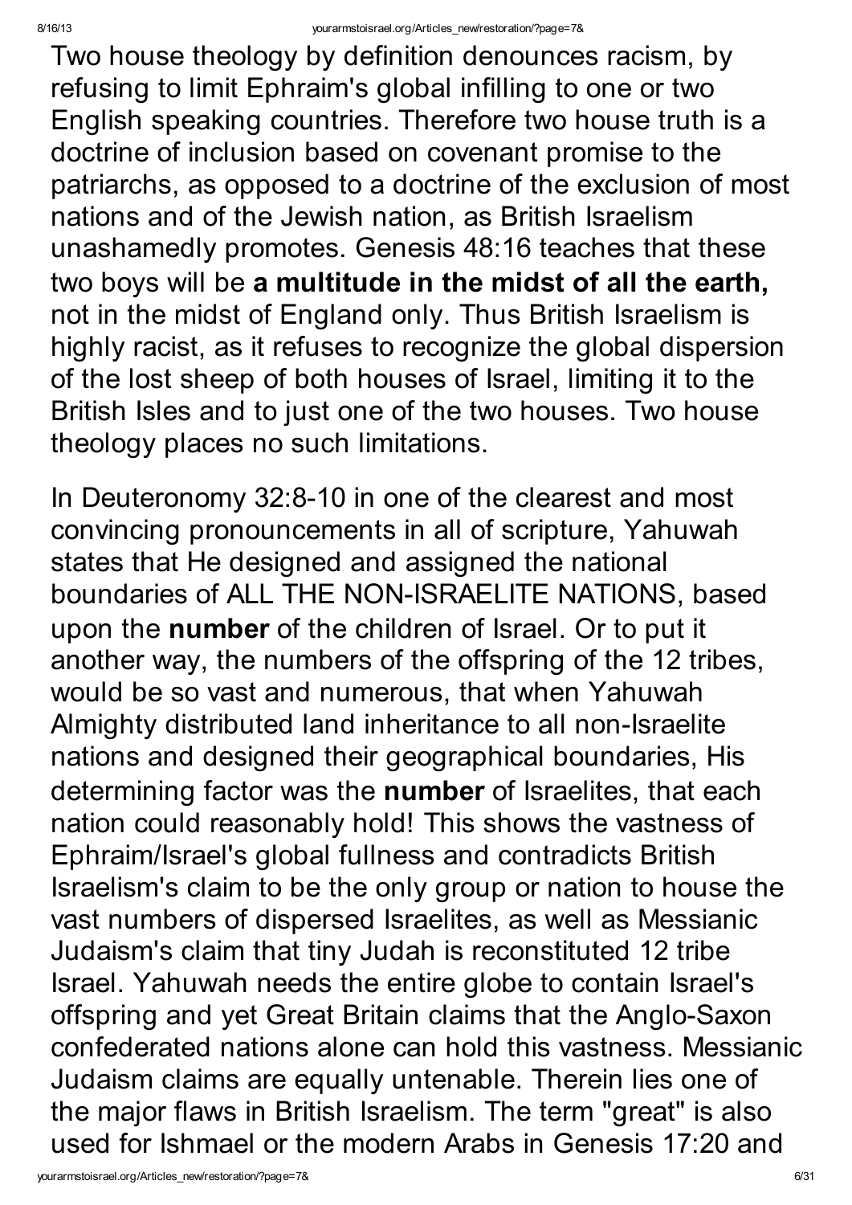Two house theology by definition denounces racism, by refusing to limit Ephraim's global infilling to one or two English speaking countries. Therefore two house truth is a doctrine of inclusion based on covenant promise to the patriarchs, as opposed to a doctrine of the exclusion of most nations and of the Jewish nation, as British Israelism unashamedly promotes. Genesis 48:16 teaches that these two boys will be **a multitude in the midst of all the earth,** not in the midst of England only. Thus British Israelism is highly racist, as it refuses to recognize the global dispersion of the lost sheep of both houses of Israel, limiting it to the British Isles and to just one of the two houses. Two house theology places no such limitations.

In Deuteronomy 32:8-10 in one of the clearest and most convincing pronouncements in all of scripture, Yahuwah states that He designed and assigned the national boundaries of ALL THE NON-ISRAELITE NATIONS, based upon the **number** of the children of Israel. Or to put it another way, the numbers of the offspring of the 12 tribes, would be so vast and numerous, that when Yahuwah Almighty distributed land inheritance to all non-Israelite nations and designed their geographical boundaries, His determining factor was the **number** of Israelites, that each nation could reasonably hold! This shows the vastness of Ephraim/Israel's global fullness and contradicts British Israelism's claim to be the only group or nation to house the vast numbers of dispersed Israelites, as well as Messianic Judaism's claim that tiny Judah is reconstituted 12 tribe Israel. Yahuwah needs the entire globe to contain Israel's offspring and yet Great Britain claims that the Anglo-Saxon confederated nations alone can hold this vastness. Messianic Judaism claims are equally untenable. Therein lies one of the major flaws in British Israelism. The term "great" is also used for Ishmael or the modern Arabs in Genesis 17:20 and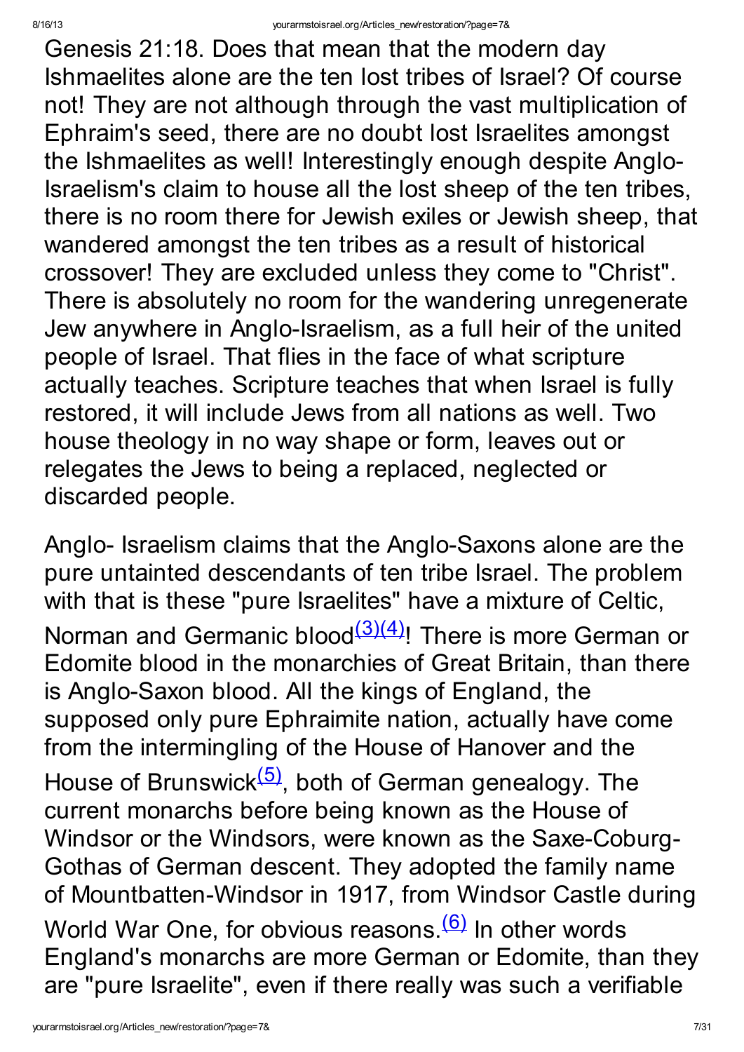Genesis 21:18. Does that mean that the modern day Ishmaelites alone are the ten lost tribes of Israel? Of course not! They are not although through the vast multiplication of Ephraim's seed, there are no doubt lost Israelites amongst the Ishmaelites as well! Interestingly enough despite Anglo-Israelism's claim to house all the lost sheep of the ten tribes, there is no room there for Jewish exiles or Jewish sheep, that wandered amongst the ten tribes as a result of historical crossover! They are excluded unless they come to "Christ". There is absolutely no room for the wandering unregenerate Jew anywhere in Anglo-Israelism, as a full heir of the united people of Israel. That flies in the face of what scripture actually teaches. Scripture teaches that when Israel is fully restored, it will include Jews from all nations as well. Two house theology in no way shape or form, leaves out or relegates the Jews to being a replaced, neglected or discarded people.

Anglo- Israelism claims that the Anglo-Saxons alone are the pure untainted descendants of ten tribe Israel. The problem with that is these "pure Israelites" have a mixture of Celtic, Norman and Germanic blood[(3)(4)]! There is more German or Edomite blood in the monarchies of Great Britain, than there is Anglo-Saxon blood. All the kings of England, the supposed only pure Ephraimite nation, actually have come from the intermingling of the House of Hanover and the House of Brunswick[(5)], both of German genealogy. The current monarchs before being known as the House of Windsor or the Windsors, were known as the Saxe-Coburg-Gothas of German descent. They adopted the family name of Mountbatten-Windsor in 1917, from Windsor Castle during World War One, for obvious reasons.[(6)] In other words England's monarchs are more German or Edomite, than they are "pure Israelite", even if there really was such a verifiable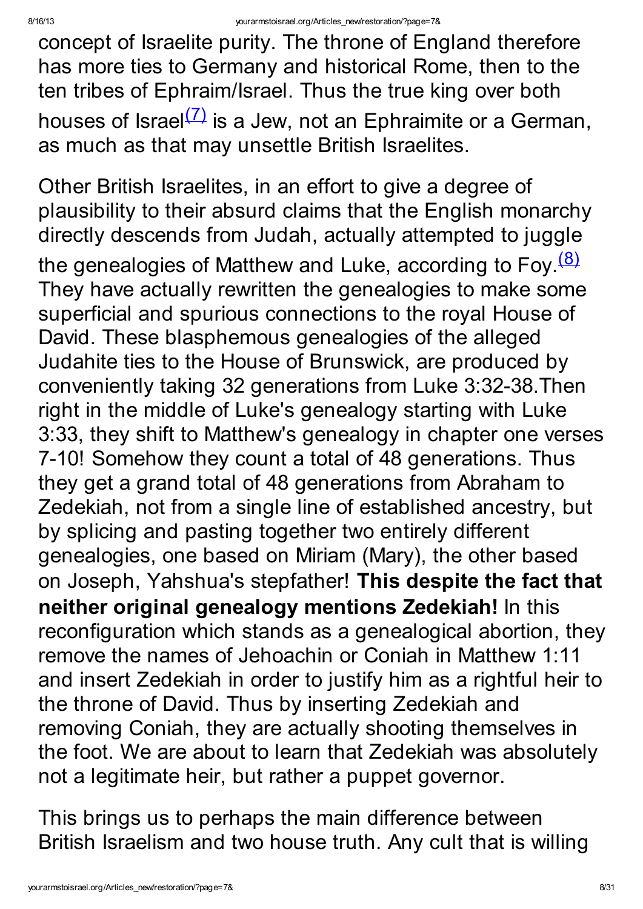concept of Israelite purity. The throne of England therefore has more ties to Germany and historical Rome, then to the ten tribes of Ephraim/Israel. Thus the true king over both houses of Israel[(7)] is a Jew, not an Ephraimite or a German, as much as that may unsettle British Israelites.

Other British Israelites, in an effort to give a degree of plausibility to their absurd claims that the English monarchy directly descends from Judah, actually attempted to juggle the genealogies of Matthew and Luke, according to Foy.[(8)] They have actually rewritten the genealogies to make some superficial and spurious connections to the royal House of David. These blasphemous genealogies of the alleged Judahite ties to the House of Brunswick, are produced by conveniently taking 32 generations from Luke 3:32-38.Then right in the middle of Luke's genealogy starting with Luke 3:33, they shift to Matthew's genealogy in chapter one verses 7-10! Somehow they count a total of 48 generations. Thus they get a grand total of 48 generations from Abraham to Zedekiah, not from a single line of established ancestry, but by splicing and pasting together two entirely different genealogies, one based on Miriam (Mary), the other based on Joseph, Yahshua's stepfather! **This despite the fact that neither original genealogy mentions Zedekiah!** In this reconfiguration which stands as a genealogical abortion, they remove the names of Jehoachin or Coniah in Matthew 1:11 and insert Zedekiah in order to justify him as a rightful heir to the throne of David. Thus by inserting Zedekiah and removing Coniah, they are actually shooting themselves in the foot. We are about to learn that Zedekiah was absolutely not a legitimate heir, but rather a puppet governor.

This brings us to perhaps the main difference between British Israelism and two house truth. Any cult that is willing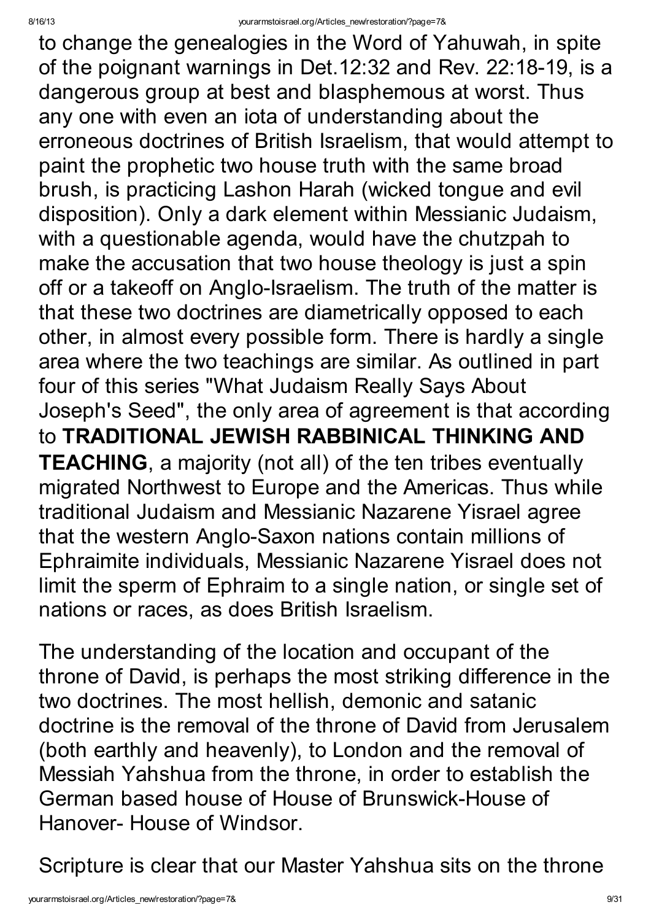to change the genealogies in the Word of Yahuwah, in spite of the poignant warnings in Det.12:32 and Rev. 22:18-19, is a dangerous group at best and blasphemous at worst. Thus any one with even an iota of understanding about the erroneous doctrines of British Israelism, that would attempt to paint the prophetic two house truth with the same broad brush, is practicing Lashon Harah (wicked tongue and evil disposition). Only a dark element within Messianic Judaism, with a questionable agenda, would have the chutzpah to make the accusation that two house theology is just a spin off or a takeoff on Anglo-Israelism. The truth of the matter is that these two doctrines are diametrically opposed to each other, in almost every possible form. There is hardly a single area where the two teachings are similar. As outlined in part four of this series "What Judaism Really Says About Joseph's Seed", the only area of agreement is that according to **TRADITIONAL JEWISH RABBINICAL THINKING AND TEACHING**, a majority (not all) of the ten tribes eventually migrated Northwest to Europe and the Americas. Thus while traditional Judaism and Messianic Nazarene Yisrael agree that the western Anglo-Saxon nations contain millions of Ephraimite individuals, Messianic Nazarene Yisrael does not limit the sperm of Ephraim to a single nation, or single set of nations or races, as does British Israelism.

The understanding of the location and occupant of the throne of David, is perhaps the most striking difference in the two doctrines. The most hellish, demonic and satanic doctrine is the removal of the throne of David from Jerusalem (both earthly and heavenly), to London and the removal of Messiah Yahshua from the throne, in order to establish the German based house of House of Brunswick-House of Hanover- House of Windsor.

Scripture is clear that our Master Yahshua sits on the throne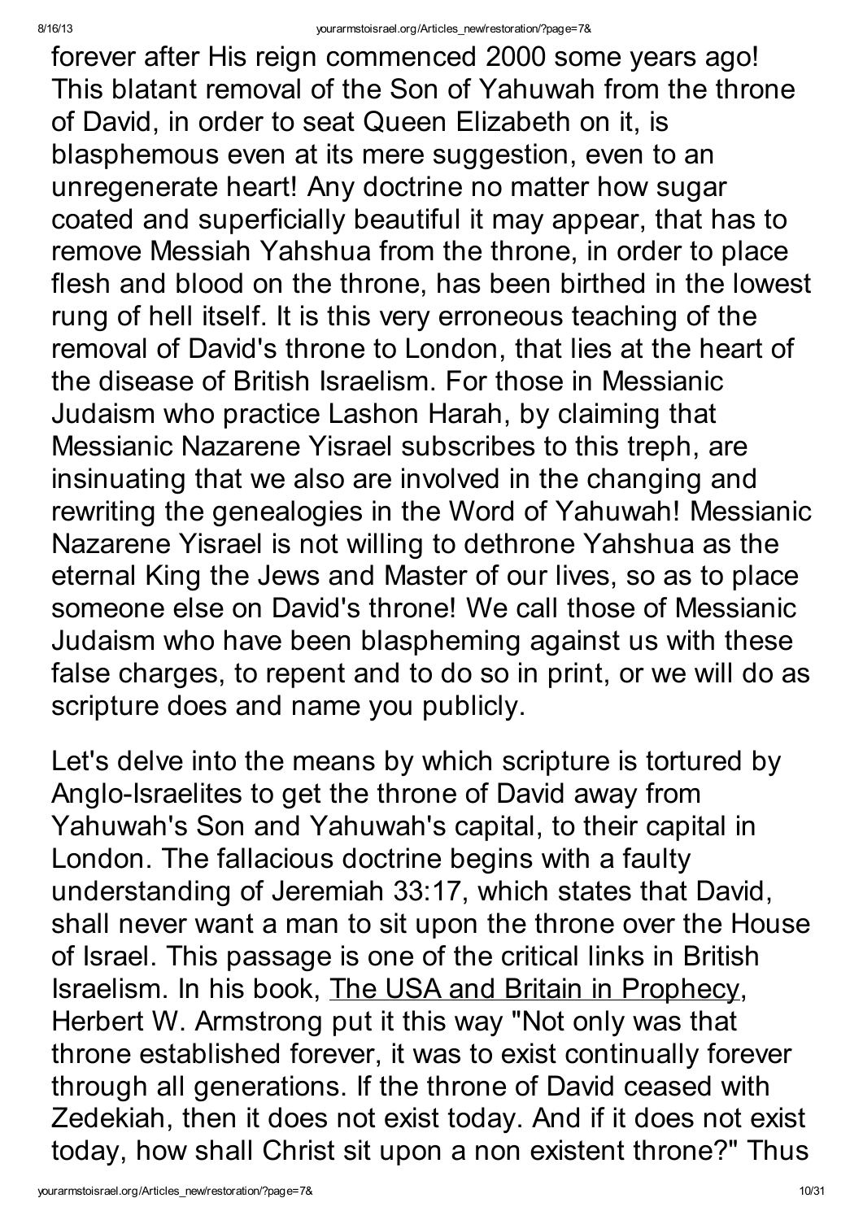forever after His reign commenced 2000 some years ago! This blatant removal of the Son of Yahuwah from the throne of David, in order to seat Queen Elizabeth on it, is blasphemous even at its mere suggestion, even to an unregenerate heart! Any doctrine no matter how sugar coated and superficially beautiful it may appear, that has to remove Messiah Yahshua from the throne, in order to place flesh and blood on the throne, has been birthed in the lowest rung of hell itself. It is this very erroneous teaching of the removal of David's throne to London, that lies at the heart of the disease of British Israelism. For those in Messianic Judaism who practice Lashon Harah, by claiming that Messianic Nazarene Yisrael subscribes to this treph, are insinuating that we also are involved in the changing and rewriting the genealogies in the Word of Yahuwah! Messianic Nazarene Yisrael is not willing to dethrone Yahshua as the eternal King the Jews and Master of our lives, so as to place someone else on David's throne! We call those of Messianic Judaism who have been blaspheming against us with these false charges, to repent and to do so in print, or we will do as scripture does and name you publicly.

Let's delve into the means by which scripture is tortured by Anglo-Israelites to get the throne of David away from Yahuwah's Son and Yahuwah's capital, to their capital in London. The fallacious doctrine begins with a faulty understanding of Jeremiah 33:17, which states that David, shall never want a man to sit upon the throne over the House of Israel. This passage is one of the critical links in British Israelism. In his book, The USA and Britain in Prophecy, Herbert W. Armstrong put it this way "Not only was that throne established forever, it was to exist continually forever through all generations. If the throne of David ceased with Zedekiah, then it does not exist today. And if it does not exist today, how shall Christ sit upon a non existent throne?" Thus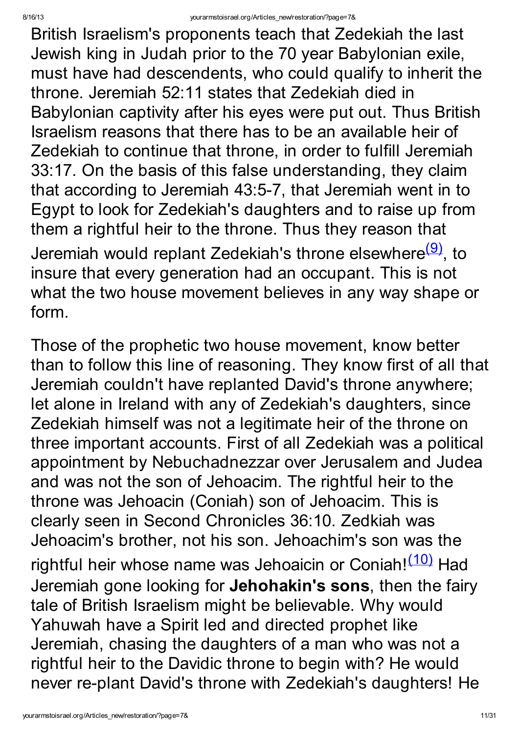British Israelism's proponents teach that Zedekiah the last Jewish king in Judah prior to the 70 year Babylonian exile, must have had descendents, who could qualify to inherit the throne. Jeremiah 52:11 states that Zedekiah died in Babylonian captivity after his eyes were put out. Thus British Israelism reasons that there has to be an available heir of Zedekiah to continue that throne, in order to fulfill Jeremiah 33:17. On the basis of this false understanding, they claim that according to Jeremiah 43:5-7, that Jeremiah went in to Egypt to look for Zedekiah's daughters and to raise up from them a rightful heir to the throne. Thus they reason that Jeremiah would replant Zedekiah's throne elsewhere[(9)], to insure that every generation had an occupant. This is not what the two house movement believes in any way shape or form.

Those of the prophetic two house movement, know better than to follow this line of reasoning. They know first of all that Jeremiah couldn't have replanted David's throne anywhere; let alone in Ireland with any of Zedekiah's daughters, since Zedekiah himself was not a legitimate heir of the throne on three important accounts. First of all Zedekiah was a political appointment by Nebuchadnezzar over Jerusalem and Judea and was not the son of Jehoacim. The rightful heir to the throne was Jehoacin (Coniah) son of Jehoacim. This is clearly seen in Second Chronicles 36:10. Zedkiah was Jehoacim's brother, not his son. Jehoachim's son was the rightful heir whose name was Jehoaicin or Coniah![(10)] Had Jeremiah gone looking for **Jehohakin's sons**, then the fairy tale of British Israelism might be believable. Why would Yahuwah have a Spirit led and directed prophet like Jeremiah, chasing the daughters of a man who was not a rightful heir to the Davidic throne to begin with? He would never re-plant David's throne with Zedekiah's daughters! He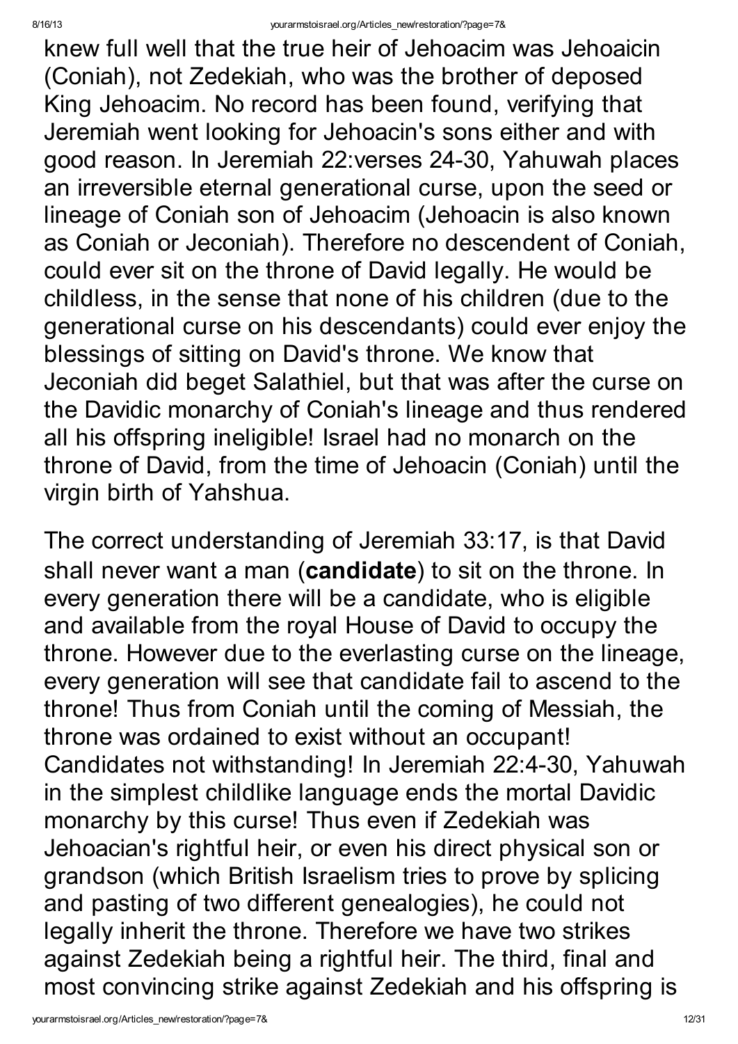knew full well that the true heir of Jehoacim was Jehoaicin (Coniah), not Zedekiah, who was the brother of deposed King Jehoacim. No record has been found, verifying that Jeremiah went looking for Jehoacin's sons either and with good reason. In Jeremiah 22:verses 24-30, Yahuwah places an irreversible eternal generational curse, upon the seed or lineage of Coniah son of Jehoacim (Jehoacin is also known as Coniah or Jeconiah). Therefore no descendent of Coniah, could ever sit on the throne of David legally. He would be childless, in the sense that none of his children (due to the generational curse on his descendants) could ever enjoy the blessings of sitting on David's throne. We know that Jeconiah did beget Salathiel, but that was after the curse on the Davidic monarchy of Coniah's lineage and thus rendered all his offspring ineligible! Israel had no monarch on the throne of David, from the time of Jehoacin (Coniah) until the virgin birth of Yahshua.

The correct understanding of Jeremiah 33:17, is that David shall never want a man (**candidate**) to sit on the throne. In every generation there will be a candidate, who is eligible and available from the royal House of David to occupy the throne. However due to the everlasting curse on the lineage, every generation will see that candidate fail to ascend to the throne! Thus from Coniah until the coming of Messiah, the throne was ordained to exist without an occupant! Candidates not withstanding! In Jeremiah 22:4-30, Yahuwah in the simplest childlike language ends the mortal Davidic monarchy by this curse! Thus even if Zedekiah was Jehoacian's rightful heir, or even his direct physical son or grandson (which British Israelism tries to prove by splicing and pasting of two different genealogies), he could not legally inherit the throne. Therefore we have two strikes against Zedekiah being a rightful heir. The third, final and most convincing strike against Zedekiah and his offspring is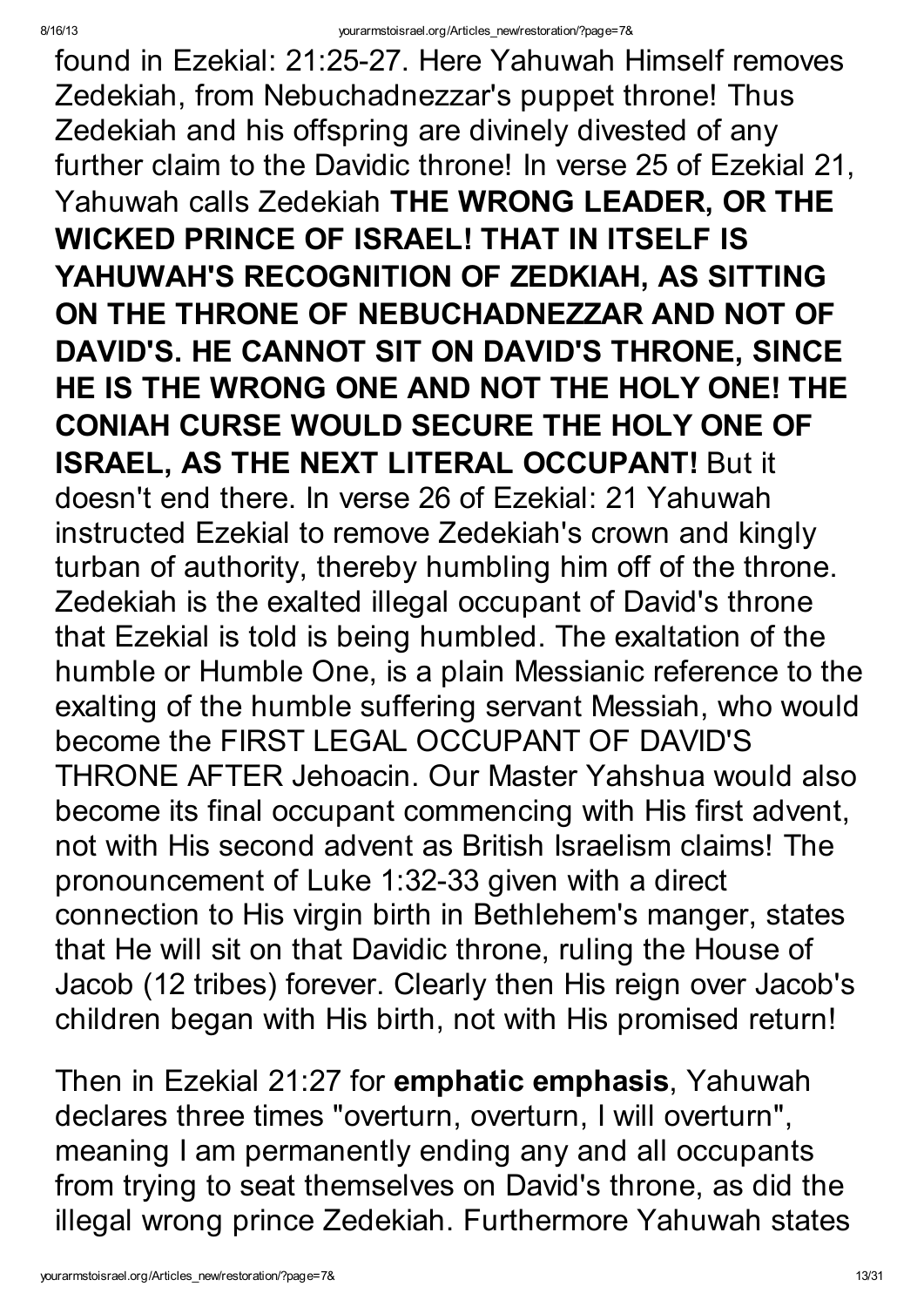found in Ezekial: 21:25-27. Here Yahuwah Himself removes Zedekiah, from Nebuchadnezzar's puppet throne! Thus Zedekiah and his offspring are divinely divested of any further claim to the Davidic throne! In verse 25 of Ezekial 21, Yahuwah calls Zedekiah **THE WRONG LEADER, OR THE WICKED PRINCE OF ISRAEL! THAT IN ITSELF IS YAHUWAH'S RECOGNITION OF ZEDKIAH, AS SITTING ON THE THRONE OF NEBUCHADNEZZAR AND NOT OF DAVID'S. HE CANNOT SIT ON DAVID'S THRONE, SINCE HE IS THE WRONG ONE AND NOT THE HOLY ONE! THE CONIAH CURSE WOULD SECURE THE HOLY ONE OF ISRAEL, AS THE NEXT LITERAL OCCUPANT!** But it doesn't end there. In verse 26 of Ezekial: 21 Yahuwah instructed Ezekial to remove Zedekiah's crown and kingly turban of authority, thereby humbling him off of the throne. Zedekiah is the exalted illegal occupant of David's throne that Ezekial is told is being humbled. The exaltation of the humble or Humble One, is a plain Messianic reference to the exalting of the humble suffering servant Messiah, who would become the FIRST LEGAL OCCUPANT OF DAVID'S THRONE AFTER Jehoacin. Our Master Yahshua would also become its final occupant commencing with His first advent, not with His second advent as British Israelism claims! The pronouncement of Luke 1:32-33 given with a direct connection to His virgin birth in Bethlehem's manger, states that He will sit on that Davidic throne, ruling the House of Jacob (12 tribes) forever. Clearly then His reign over Jacob's children began with His birth, not with His promised return!

Then in Ezekial 21:27 for **emphatic emphasis**, Yahuwah declares three times "overturn, overturn, I will overturn", meaning I am permanently ending any and all occupants from trying to seat themselves on David's throne, as did the illegal wrong prince Zedekiah. Furthermore Yahuwah states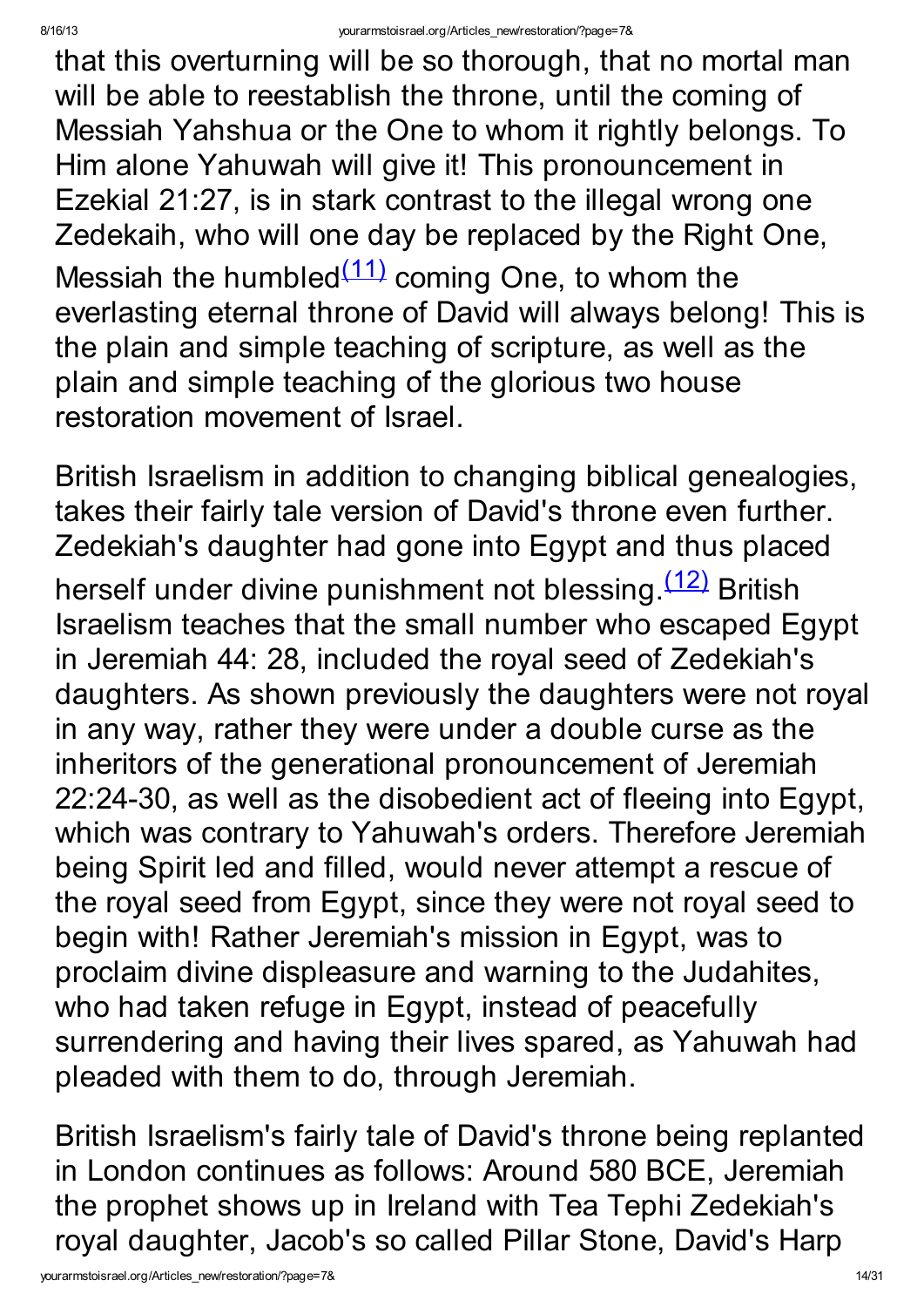that this overturning will be so thorough, that no mortal man will be able to reestablish the throne, until the coming of Messiah Yahshua or the One to whom it rightly belongs. To Him alone Yahuwah will give it! This pronouncement in Ezekial 21:27, is in stark contrast to the illegal wrong one Zedekaih, who will one day be replaced by the Right One, Messiah the humbled[(11)] coming One, to whom the everlasting eternal throne of David will always belong! This is the plain and simple teaching of scripture, as well as the plain and simple teaching of the glorious two house restoration movement of Israel.

British Israelism in addition to changing biblical genealogies, takes their fairly tale version of David's throne even further. Zedekiah's daughter had gone into Egypt and thus placed herself under divine punishment not blessing.[(12)] British Israelism teaches that the small number who escaped Egypt in Jeremiah 44: 28, included the royal seed of Zedekiah's daughters. As shown previously the daughters were not royal in any way, rather they were under a double curse as the inheritors of the generational pronouncement of Jeremiah 22:24-30, as well as the disobedient act of fleeing into Egypt, which was contrary to Yahuwah's orders. Therefore Jeremiah being Spirit led and filled, would never attempt a rescue of the royal seed from Egypt, since they were not royal seed to begin with! Rather Jeremiah's mission in Egypt, was to proclaim divine displeasure and warning to the Judahites, who had taken refuge in Egypt, instead of peacefully surrendering and having their lives spared, as Yahuwah had pleaded with them to do, through Jeremiah.

British Israelism's fairly tale of David's throne being replanted in London continues as follows: Around 580 BCE, Jeremiah the prophet shows up in Ireland with Tea Tephi Zedekiah's royal daughter, Jacob's so called Pillar Stone, David's Harp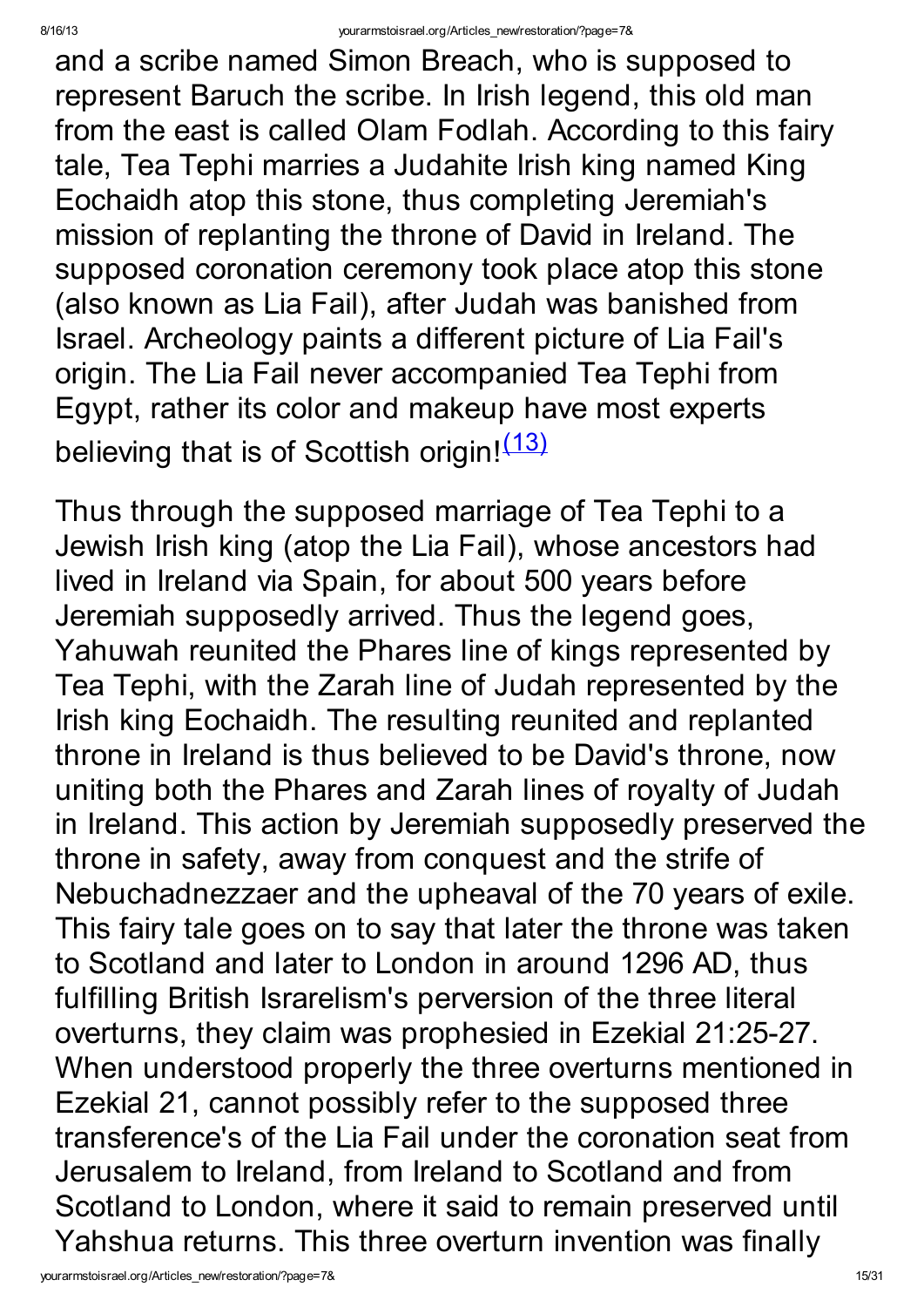and a scribe named Simon Breach, who is supposed to represent Baruch the scribe. In Irish legend, this old man from the east is called Olam Fodlah. According to this fairy tale, Tea Tephi marries a Judahite Irish king named King Eochaidh atop this stone, thus completing Jeremiah's mission of replanting the throne of David in Ireland. The supposed coronation ceremony took place atop this stone (also known as Lia Fail), after Judah was banished from Israel. Archeology paints a different picture of Lia Fail's origin. The Lia Fail never accompanied Tea Tephi from Egypt, rather its color and makeup have most experts believing that is of Scottish origin![(13)]

Thus through the supposed marriage of Tea Tephi to a Jewish Irish king (atop the Lia Fail), whose ancestors had lived in Ireland via Spain, for about 500 years before Jeremiah supposedly arrived. Thus the legend goes, Yahuwah reunited the Phares line of kings represented by Tea Tephi, with the Zarah line of Judah represented by the Irish king Eochaidh. The resulting reunited and replanted throne in Ireland is thus believed to be David's throne, now uniting both the Phares and Zarah lines of royalty of Judah in Ireland. This action by Jeremiah supposedly preserved the throne in safety, away from conquest and the strife of Nebuchadnezzaer and the upheaval of the 70 years of exile. This fairy tale goes on to say that later the throne was taken to Scotland and later to London in around 1296 AD, thus fulfilling British Israrelism's perversion of the three literal overturns, they claim was prophesied in Ezekial 21:25-27. When understood properly the three overturns mentioned in Ezekial 21, cannot possibly refer to the supposed three transference's of the Lia Fail under the coronation seat from Jerusalem to Ireland, from Ireland to Scotland and from Scotland to London, where it said to remain preserved until Yahshua returns. This three overturn invention was finally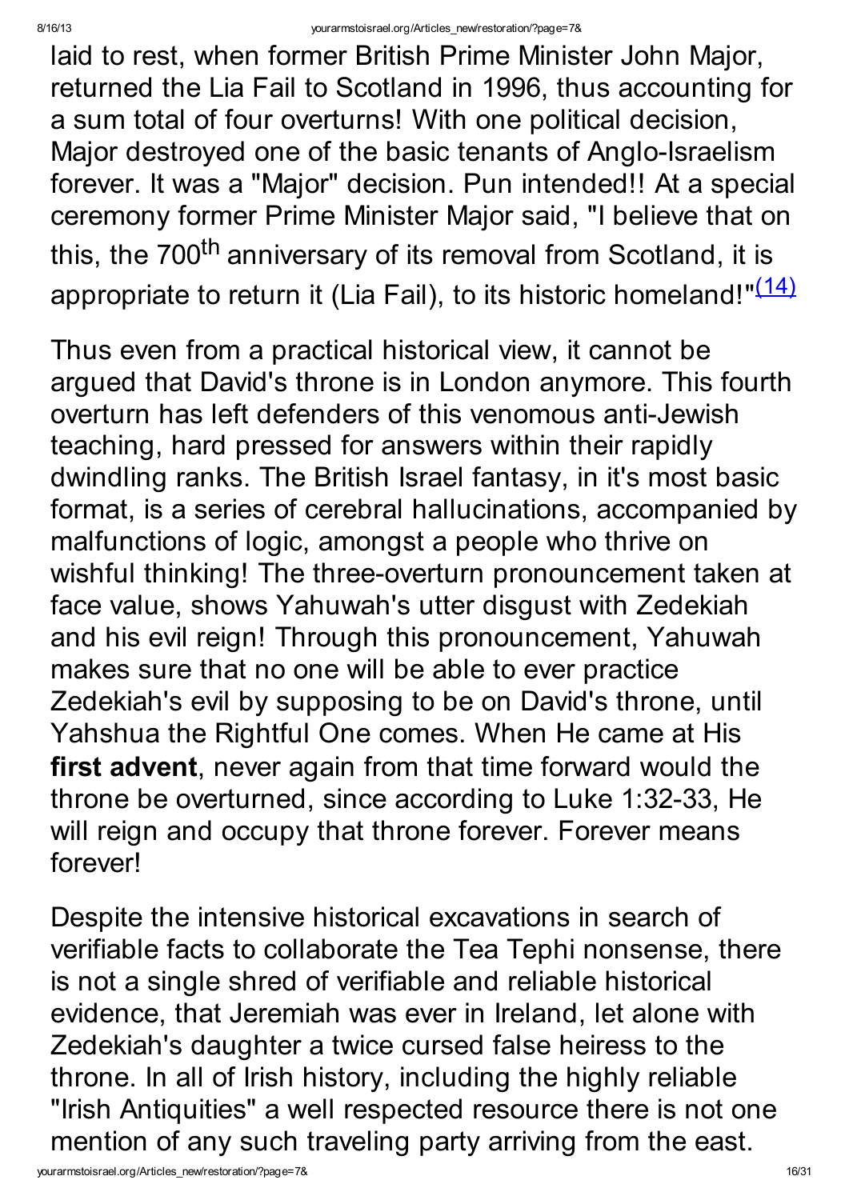laid to rest, when former British Prime Minister John Major, returned the Lia Fail to Scotland in 1996, thus accounting for a sum total of four overturns! With one political decision, Major destroyed one of the basic tenants of Anglo-Israelism forever. It was a "Major" decision. Pun intended!! At a special ceremony former Prime Minister Major said, "I believe that on this, the 700th anniversary of its removal from Scotland, it is appropriate to return it (Lia Fail), to its historic homeland!"[(14)]

Thus even from a practical historical view, it cannot be argued that David's throne is in London anymore. This fourth overturn has left defenders of this venomous anti-Jewish teaching, hard pressed for answers within their rapidly dwindling ranks. The British Israel fantasy, in it's most basic format, is a series of cerebral hallucinations, accompanied by malfunctions of logic, amongst a people who thrive on wishful thinking! The three-overturn pronouncement taken at face value, shows Yahuwah's utter disgust with Zedekiah and his evil reign! Through this pronouncement, Yahuwah makes sure that no one will be able to ever practice Zedekiah's evil by supposing to be on David's throne, until Yahshua the Rightful One comes. When He came at His **first advent**, never again from that time forward would the throne be overturned, since according to Luke 1:32-33, He will reign and occupy that throne forever. Forever means forever!

Despite the intensive historical excavations in search of verifiable facts to collaborate the Tea Tephi nonsense, there is not a single shred of verifiable and reliable historical evidence, that Jeremiah was ever in Ireland, let alone with Zedekiah's daughter a twice cursed false heiress to the throne. In all of Irish history, including the highly reliable "Irish Antiquities" a well respected resource there is not one mention of any such traveling party arriving from the east.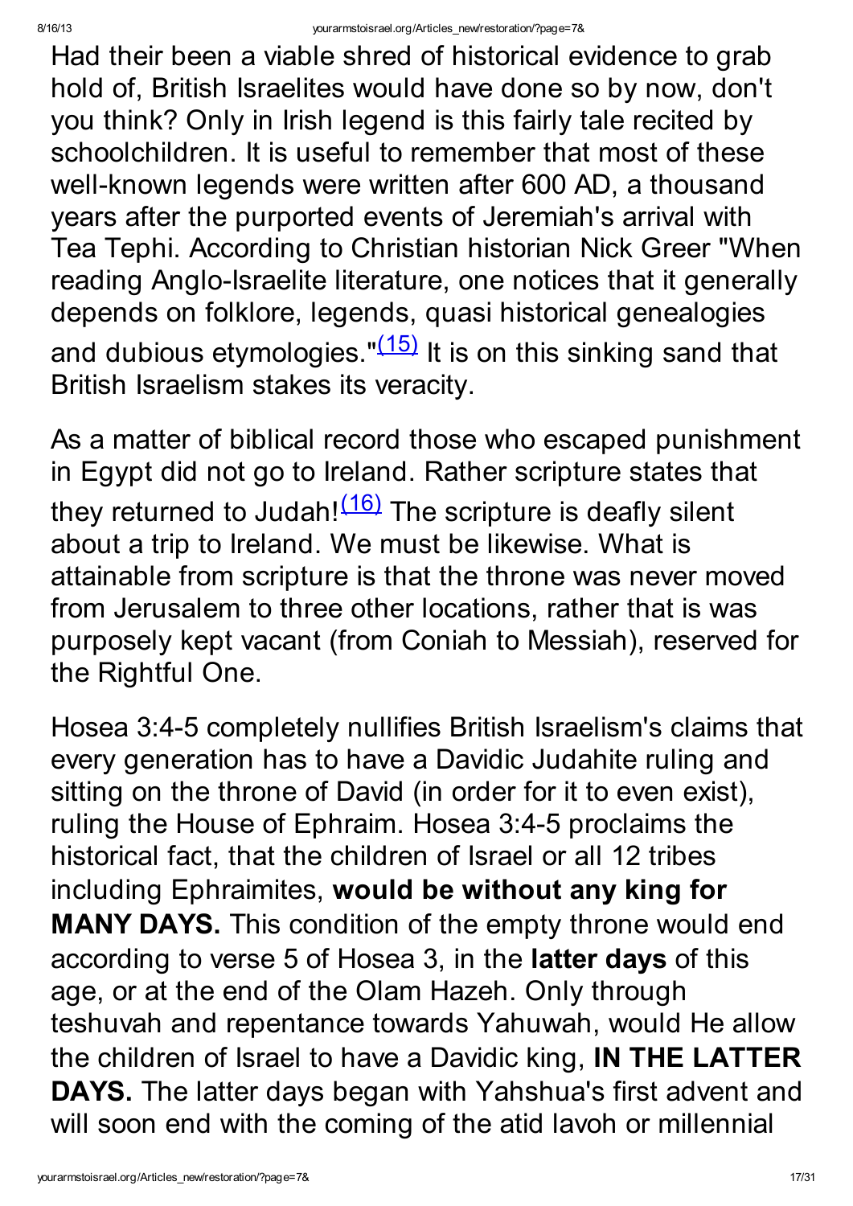Had their been a viable shred of historical evidence to grab hold of, British Israelites would have done so by now, don't you think? Only in Irish legend is this fairly tale recited by schoolchildren. It is useful to remember that most of these well-known legends were written after 600 AD, a thousand years after the purported events of Jeremiah's arrival with Tea Tephi. According to Christian historian Nick Greer "When reading Anglo-Israelite literature, one notices that it generally depends on folklore, legends, quasi historical genealogies and dubious etymologies."(15) It is on this sinking sand that British Israelism stakes its veracity.

As a matter of biblical record those who escaped punishment in Egypt did not go to Ireland. Rather scripture states that they returned to Judah!(16) The scripture is deafly silent about a trip to Ireland. We must be likewise. What is attainable from scripture is that the throne was never moved from Jerusalem to three other locations, rather that is was purposely kept vacant (from Coniah to Messiah), reserved for the Rightful One.

Hosea 3:4-5 completely nullifies British Israelism's claims that every generation has to have a Davidic Judahite ruling and sitting on the throne of David (in order for it to even exist), ruling the House of Ephraim. Hosea 3:4-5 proclaims the historical fact, that the children of Israel or all 12 tribes including Ephraimites, **would be without any king for MANY DAYS.** This condition of the empty throne would end according to verse 5 of Hosea 3, in the **latter days** of this age, or at the end of the Olam Hazeh. Only through teshuvah and repentance towards Yahuwah, would He allow the children of Israel to have a Davidic king, **IN THE LATTER DAYS.** The latter days began with Yahshua's first advent and will soon end with the coming of the atid lavoh or millennial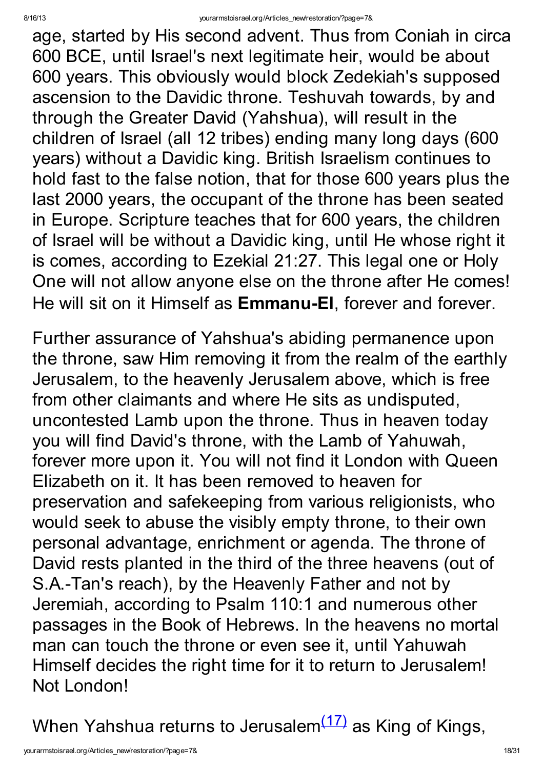age, started by His second advent. Thus from Coniah in circa 600 BCE, until Israel's next legitimate heir, would be about 600 years. This obviously would block Zedekiah's supposed ascension to the Davidic throne. Teshuvah towards, by and through the Greater David (Yahshua), will result in the children of Israel (all 12 tribes) ending many long days (600 years) without a Davidic king. British Israelism continues to hold fast to the false notion, that for those 600 years plus the last 2000 years, the occupant of the throne has been seated in Europe. Scripture teaches that for 600 years, the children of Israel will be without a Davidic king, until He whose right it is comes, according to Ezekial 21:27. This legal one or Holy One will not allow anyone else on the throne after He comes! He will sit on it Himself as **Emmanu-El**, forever and forever.

Further assurance of Yahshua's abiding permanence upon the throne, saw Him removing it from the realm of the earthly Jerusalem, to the heavenly Jerusalem above, which is free from other claimants and where He sits as undisputed, uncontested Lamb upon the throne. Thus in heaven today you will find David's throne, with the Lamb of Yahuwah, forever more upon it. You will not find it London with Queen Elizabeth on it. It has been removed to heaven for preservation and safekeeping from various religionists, who would seek to abuse the visibly empty throne, to their own personal advantage, enrichment or agenda. The throne of David rests planted in the third of the three heavens (out of S.A.-Tan's reach), by the Heavenly Father and not by Jeremiah, according to Psalm 110:1 and numerous other passages in the Book of Hebrews. In the heavens no mortal man can touch the throne or even see it, until Yahuwah Himself decides the right time for it to return to Jerusalem! Not London!

When Yahshua returns to Jerusalem[(17)] as King of Kings,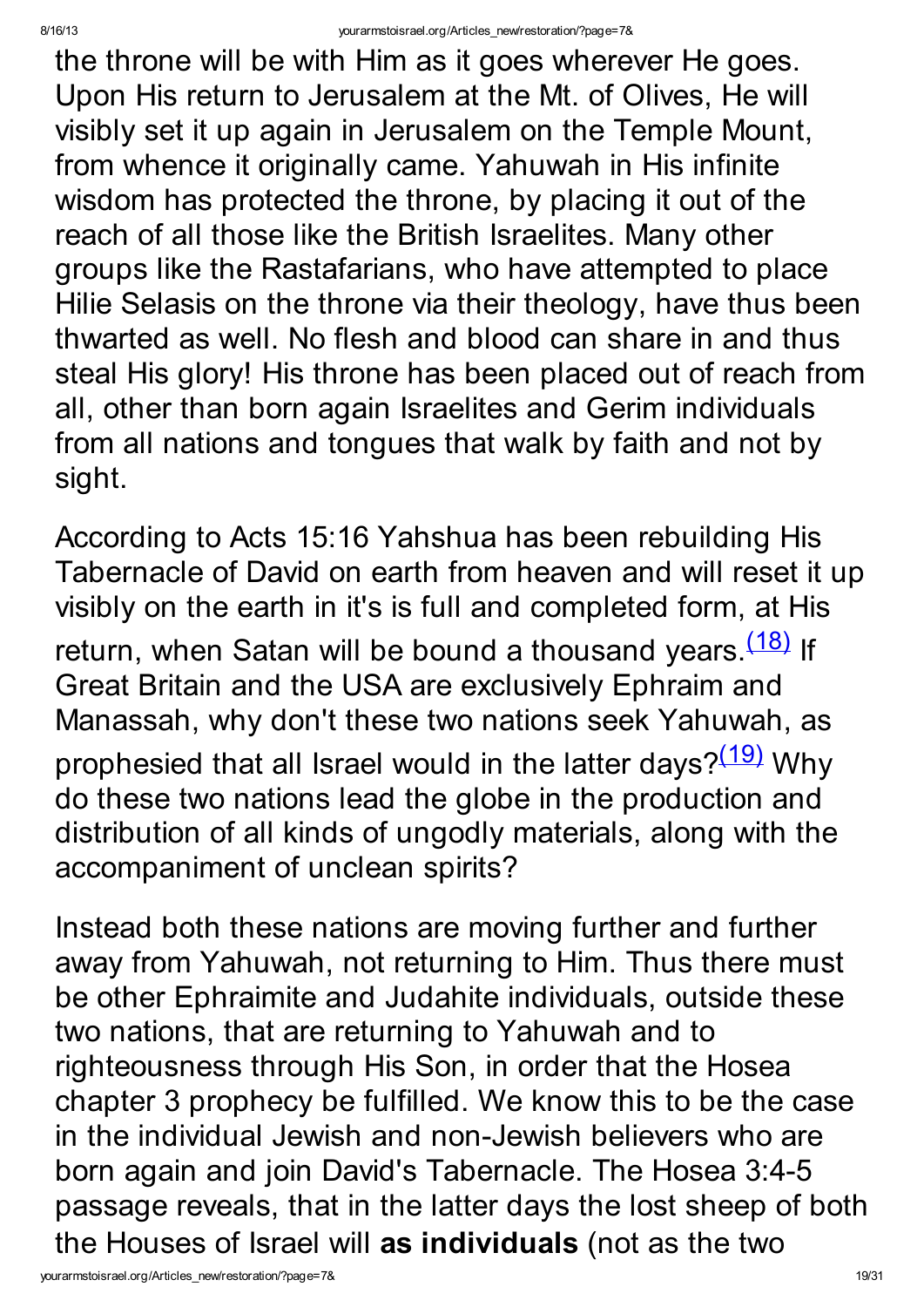the throne will be with Him as it goes wherever He goes. Upon His return to Jerusalem at the Mt. of Olives, He will visibly set it up again in Jerusalem on the Temple Mount, from whence it originally came. Yahuwah in His infinite wisdom has protected the throne, by placing it out of the reach of all those like the British Israelites. Many other groups like the Rastafarians, who have attempted to place Hilie Selasis on the throne via their theology, have thus been thwarted as well. No flesh and blood can share in and thus steal His glory! His throne has been placed out of reach from all, other than born again Israelites and Gerim individuals from all nations and tongues that walk by faith and not by sight.

According to Acts 15:16 Yahshua has been rebuilding His Tabernacle of David on earth from heaven and will reset it up visibly on the earth in it's is full and completed form, at His return, when Satan will be bound a thousand years.[(18)] If Great Britain and the USA are exclusively Ephraim and Manassah, why don't these two nations seek Yahuwah, as prophesied that all Israel would in the latter days?[(19)] Why do these two nations lead the globe in the production and distribution of all kinds of ungodly materials, along with the accompaniment of unclean spirits?

Instead both these nations are moving further and further away from Yahuwah, not returning to Him. Thus there must be other Ephraimite and Judahite individuals, outside these two nations, that are returning to Yahuwah and to righteousness through His Son, in order that the Hosea chapter 3 prophecy be fulfilled. We know this to be the case in the individual Jewish and non-Jewish believers who are born again and join David's Tabernacle. The Hosea 3:4-5 passage reveals, that in the latter days the lost sheep of both the Houses of Israel will **as individuals** (not as the two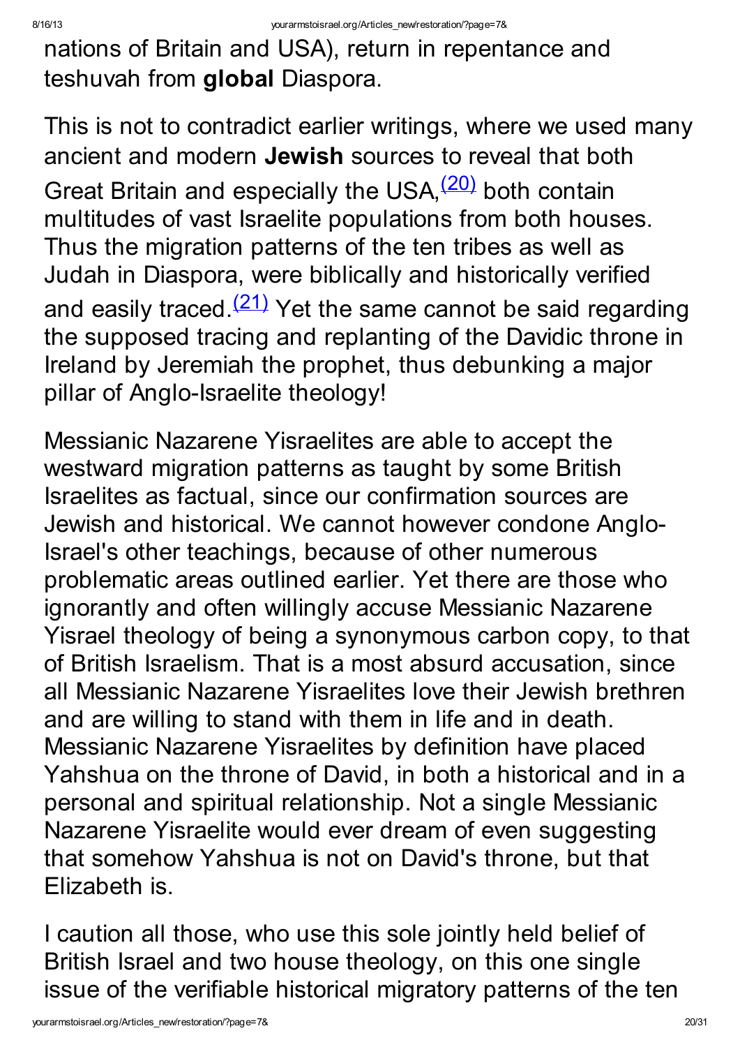nations of Britain and USA), return in repentance and teshuvah from **global** Diaspora.

This is not to contradict earlier writings, where we used many ancient and modern **Jewish** sources to reveal that both Great Britain and especially the USA,[(20)] both contain multitudes of vast Israelite populations from both houses. Thus the migration patterns of the ten tribes as well as Judah in Diaspora, were biblically and historically verified and easily traced.[(21)] Yet the same cannot be said regarding the supposed tracing and replanting of the Davidic throne in Ireland by Jeremiah the prophet, thus debunking a major pillar of Anglo-Israelite theology!

Messianic Nazarene Yisraelites are able to accept the westward migration patterns as taught by some British Israelites as factual, since our confirmation sources are Jewish and historical. We cannot however condone Anglo-Israel's other teachings, because of other numerous problematic areas outlined earlier. Yet there are those who ignorantly and often willingly accuse Messianic Nazarene Yisrael theology of being a synonymous carbon copy, to that of British Israelism. That is a most absurd accusation, since all Messianic Nazarene Yisraelites love their Jewish brethren and are willing to stand with them in life and in death. Messianic Nazarene Yisraelites by definition have placed Yahshua on the throne of David, in both a historical and in a personal and spiritual relationship. Not a single Messianic Nazarene Yisraelite would ever dream of even suggesting that somehow Yahshua is not on David's throne, but that Elizabeth is.

I caution all those, who use this sole jointly held belief of British Israel and two house theology, on this one single issue of the verifiable historical migratory patterns of the ten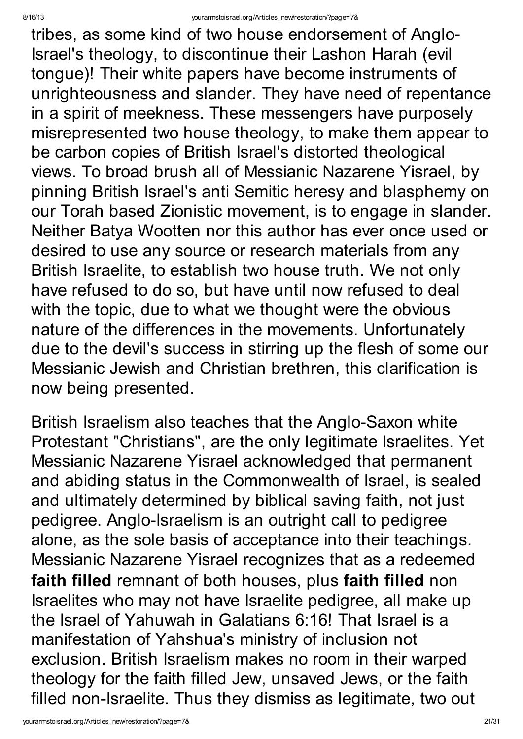tribes, as some kind of two house endorsement of Anglo-Israel's theology, to discontinue their Lashon Harah (evil tongue)! Their white papers have become instruments of unrighteousness and slander. They have need of repentance in a spirit of meekness. These messengers have purposely misrepresented two house theology, to make them appear to be carbon copies of British Israel's distorted theological views. To broad brush all of Messianic Nazarene Yisrael, by pinning British Israel's anti Semitic heresy and blasphemy on our Torah based Zionistic movement, is to engage in slander. Neither Batya Wootten nor this author has ever once used or desired to use any source or research materials from any British Israelite, to establish two house truth. We not only have refused to do so, but have until now refused to deal with the topic, due to what we thought were the obvious nature of the differences in the movements. Unfortunately due to the devil's success in stirring up the flesh of some our Messianic Jewish and Christian brethren, this clarification is now being presented.

British Israelism also teaches that the Anglo-Saxon white Protestant "Christians", are the only legitimate Israelites. Yet Messianic Nazarene Yisrael acknowledged that permanent and abiding status in the Commonwealth of Israel, is sealed and ultimately determined by biblical saving faith, not just pedigree. Anglo-Israelism is an outright call to pedigree alone, as the sole basis of acceptance into their teachings. Messianic Nazarene Yisrael recognizes that as a redeemed **faith filled** remnant of both houses, plus **faith filled** non Israelites who may not have Israelite pedigree, all make up the Israel of Yahuwah in Galatians 6:16! That Israel is a manifestation of Yahshua's ministry of inclusion not exclusion. British Israelism makes no room in their warped theology for the faith filled Jew, unsaved Jews, or the faith filled non-Israelite. Thus they dismiss as legitimate, two out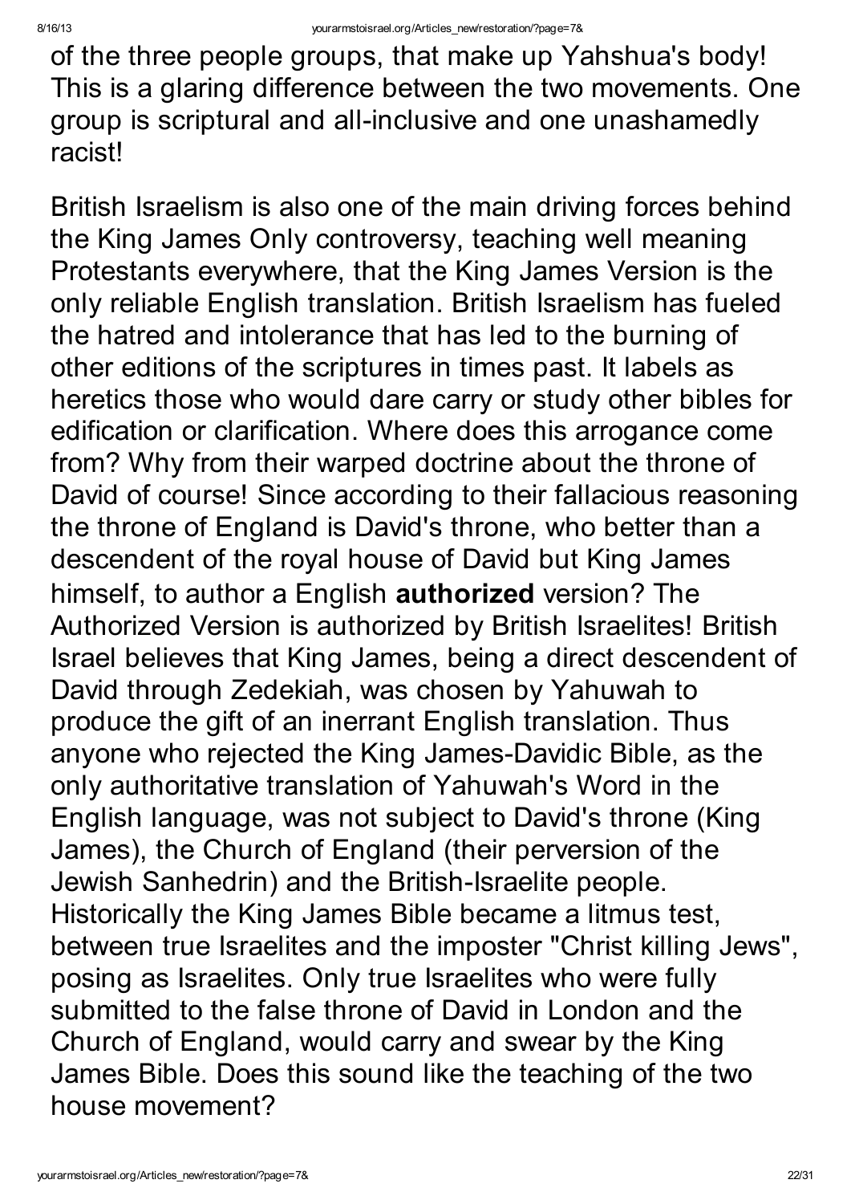of the three people groups, that make up Yahshua's body! This is a glaring difference between the two movements. One group is scriptural and all-inclusive and one unashamedly racist!

British Israelism is also one of the main driving forces behind the King James Only controversy, teaching well meaning Protestants everywhere, that the King James Version is the only reliable English translation. British Israelism has fueled the hatred and intolerance that has led to the burning of other editions of the scriptures in times past. It labels as heretics those who would dare carry or study other bibles for edification or clarification. Where does this arrogance come from? Why from their warped doctrine about the throne of David of course! Since according to their fallacious reasoning the throne of England is David's throne, who better than a descendent of the royal house of David but King James himself, to author a English **authorized** version? The Authorized Version is authorized by British Israelites! British Israel believes that King James, being a direct descendent of David through Zedekiah, was chosen by Yahuwah to produce the gift of an inerrant English translation. Thus anyone who rejected the King James-Davidic Bible, as the only authoritative translation of Yahuwah's Word in the English language, was not subject to David's throne (King James), the Church of England (their perversion of the Jewish Sanhedrin) and the British-Israelite people. Historically the King James Bible became a litmus test, between true Israelites and the imposter "Christ killing Jews", posing as Israelites. Only true Israelites who were fully submitted to the false throne of David in London and the Church of England, would carry and swear by the King James Bible. Does this sound like the teaching of the two house movement?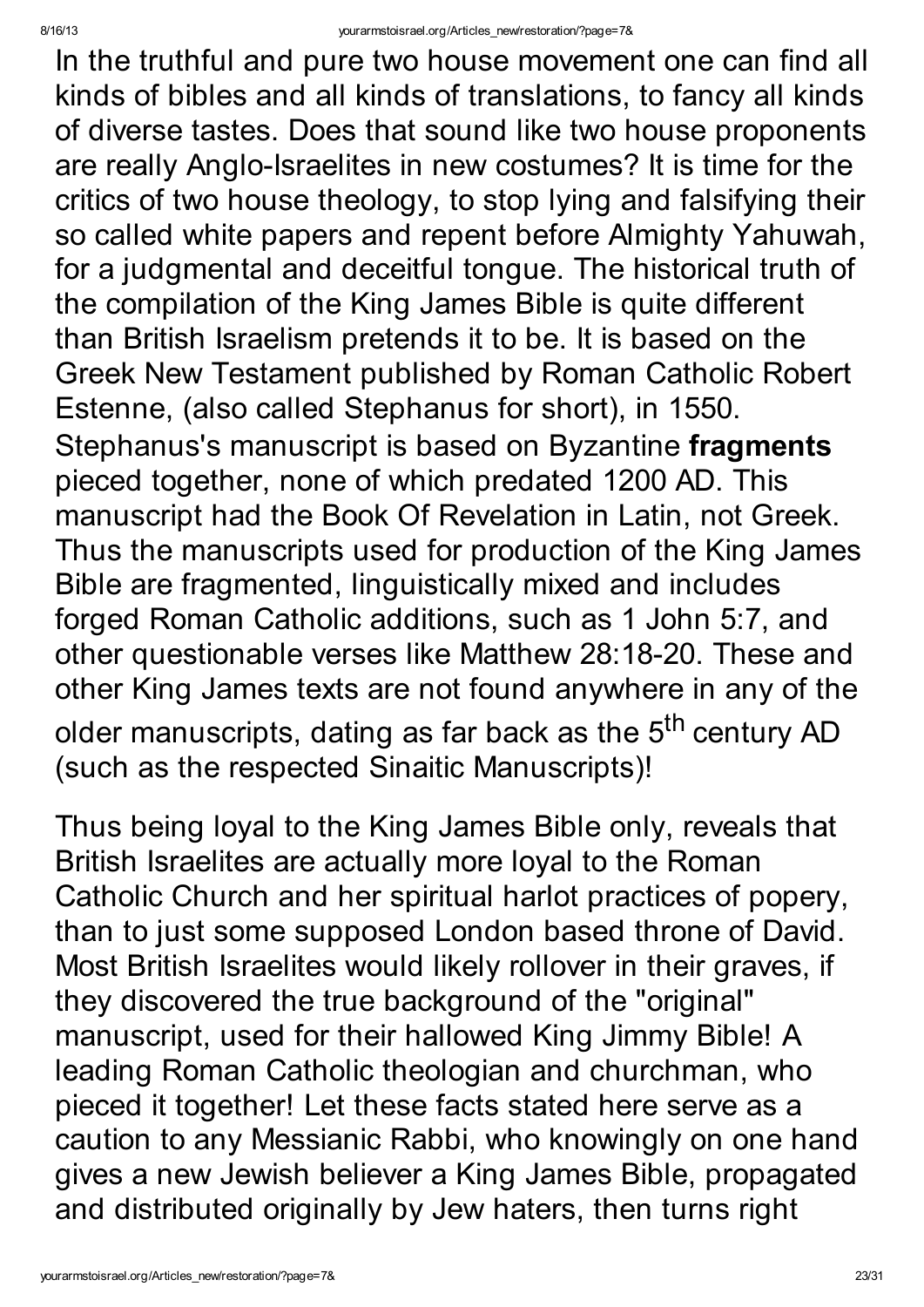In the truthful and pure two house movement one can find all kinds of bibles and all kinds of translations, to fancy all kinds of diverse tastes. Does that sound like two house proponents are really Anglo-Israelites in new costumes? It is time for the critics of two house theology, to stop lying and falsifying their so called white papers and repent before Almighty Yahuwah, for a judgmental and deceitful tongue. The historical truth of the compilation of the King James Bible is quite different than British Israelism pretends it to be. It is based on the Greek New Testament published by Roman Catholic Robert Estenne, (also called Stephanus for short), in 1550. Stephanus's manuscript is based on Byzantine **fragments** pieced together, none of which predated 1200 AD. This manuscript had the Book Of Revelation in Latin, not Greek. Thus the manuscripts used for production of the King James Bible are fragmented, linguistically mixed and includes forged Roman Catholic additions, such as 1 John 5:7, and other questionable verses like Matthew 28:18-20. These and other King James texts are not found anywhere in any of the older manuscripts, dating as far back as the 5th century AD (such as the respected Sinaitic Manuscripts)!

Thus being loyal to the King James Bible only, reveals that British Israelites are actually more loyal to the Roman Catholic Church and her spiritual harlot practices of popery, than to just some supposed London based throne of David. Most British Israelites would likely rollover in their graves, if they discovered the true background of the "original" manuscript, used for their hallowed King Jimmy Bible! A leading Roman Catholic theologian and churchman, who pieced it together! Let these facts stated here serve as a caution to any Messianic Rabbi, who knowingly on one hand gives a new Jewish believer a King James Bible, propagated and distributed originally by Jew haters, then turns right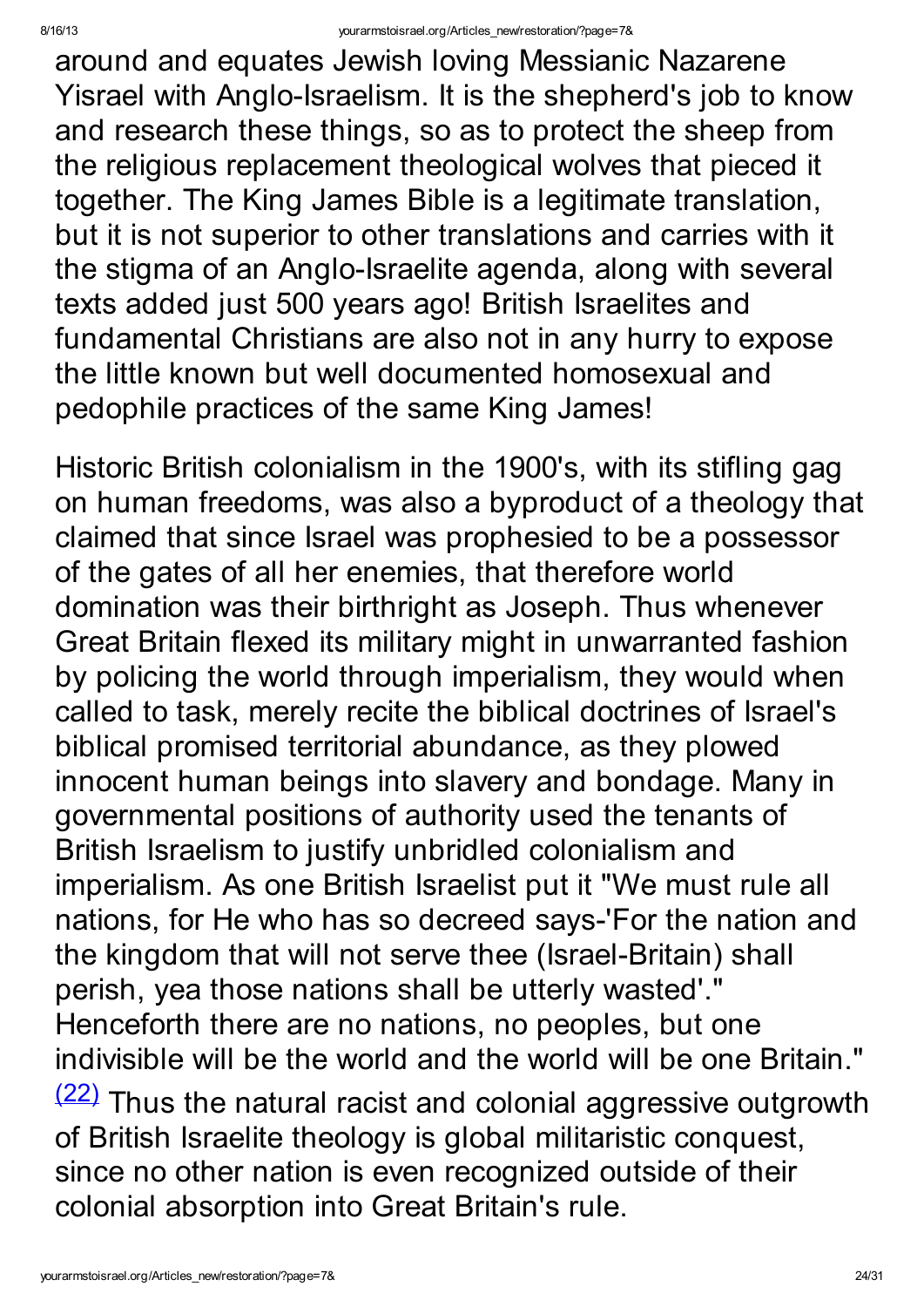around and equates Jewish loving Messianic Nazarene Yisrael with Anglo-Israelism. It is the shepherd's job to know and research these things, so as to protect the sheep from the religious replacement theological wolves that pieced it together. The King James Bible is a legitimate translation, but it is not superior to other translations and carries with it the stigma of an Anglo-Israelite agenda, along with several texts added just 500 years ago! British Israelites and fundamental Christians are also not in any hurry to expose the little known but well documented homosexual and pedophile practices of the same King James!

Historic British colonialism in the 1900's, with its stifling gag on human freedoms, was also a byproduct of a theology that claimed that since Israel was prophesied to be a possessor of the gates of all her enemies, that therefore world domination was their birthright as Joseph. Thus whenever Great Britain flexed its military might in unwarranted fashion by policing the world through imperialism, they would when called to task, merely recite the biblical doctrines of Israel's biblical promised territorial abundance, as they plowed innocent human beings into slavery and bondage. Many in governmental positions of authority used the tenants of British Israelism to justify unbridled colonialism and imperialism. As one British Israelist put it "We must rule all nations, for He who has so decreed says-'For the nation and the kingdom that will not serve thee (Israel-Britain) shall perish, yea those nations shall be utterly wasted'." Henceforth there are no nations, no peoples, but one indivisible will be the world and the world will be one Britain." (22) Thus the natural racist and colonial aggressive outgrowth of British Israelite theology is global militaristic conquest, since no other nation is even recognized outside of their colonial absorption into Great Britain's rule.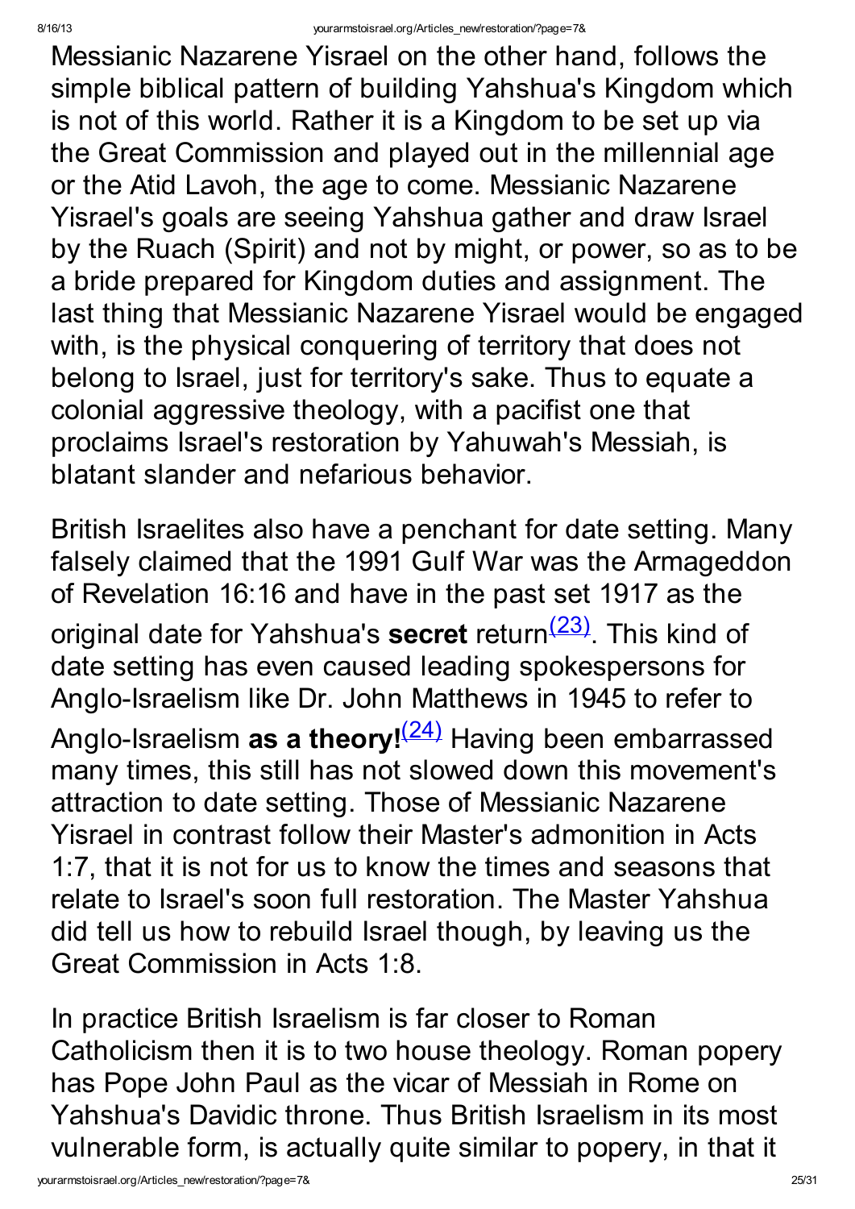Messianic Nazarene Yisrael on the other hand, follows the simple biblical pattern of building Yahshua's Kingdom which is not of this world. Rather it is a Kingdom to be set up via the Great Commission and played out in the millennial age or the Atid Lavoh, the age to come. Messianic Nazarene Yisrael's goals are seeing Yahshua gather and draw Israel by the Ruach (Spirit) and not by might, or power, so as to be a bride prepared for Kingdom duties and assignment. The last thing that Messianic Nazarene Yisrael would be engaged with, is the physical conquering of territory that does not belong to Israel, just for territory's sake. Thus to equate a colonial aggressive theology, with a pacifist one that proclaims Israel's restoration by Yahuwah's Messiah, is blatant slander and nefarious behavior.

British Israelites also have a penchant for date setting. Many falsely claimed that the 1991 Gulf War was the Armageddon of Revelation 16:16 and have in the past set 1917 as the original date for Yahshua's **secret** return[(23)]. This kind of date setting has even caused leading spokespersons for Anglo-Israelism like Dr. John Matthews in 1945 to refer to Anglo-Israelism **as a theory!**[(24)] Having been embarrassed many times, this still has not slowed down this movement's attraction to date setting. Those of Messianic Nazarene Yisrael in contrast follow their Master's admonition in Acts 1:7, that it is not for us to know the times and seasons that relate to Israel's soon full restoration. The Master Yahshua did tell us how to rebuild Israel though, by leaving us the Great Commission in Acts 1:8.

In practice British Israelism is far closer to Roman Catholicism then it is to two house theology. Roman popery has Pope John Paul as the vicar of Messiah in Rome on Yahshua's Davidic throne. Thus British Israelism in its most vulnerable form, is actually quite similar to popery, in that it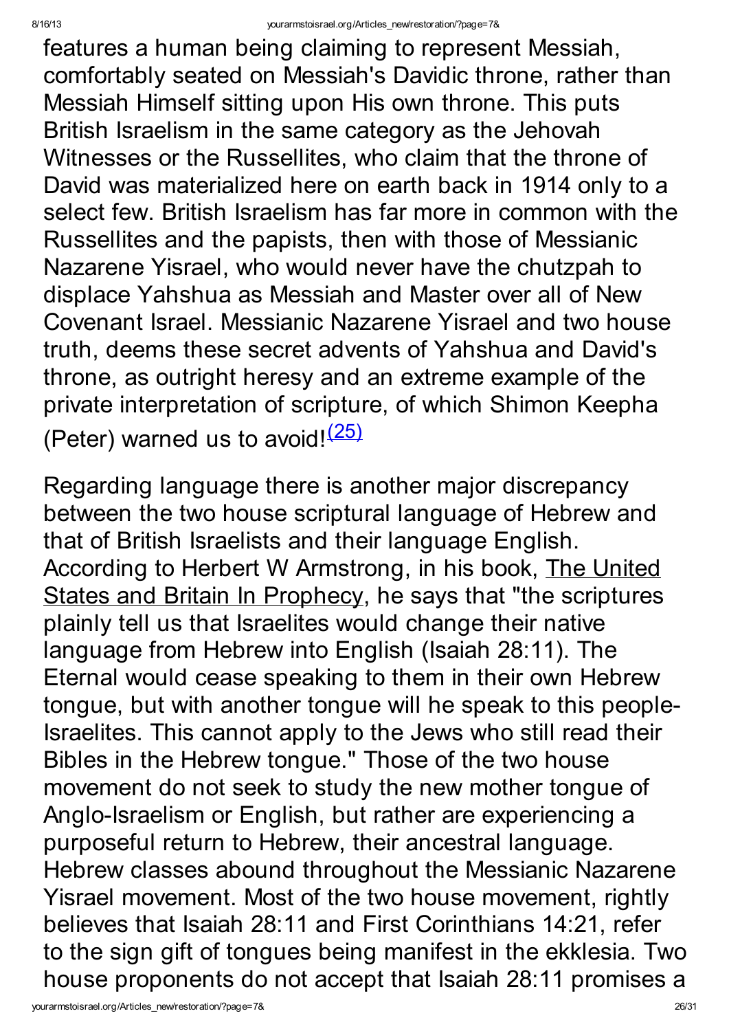features a human being claiming to represent Messiah, comfortably seated on Messiah's Davidic throne, rather than Messiah Himself sitting upon His own throne. This puts British Israelism in the same category as the Jehovah Witnesses or the Russellites, who claim that the throne of David was materialized here on earth back in 1914 only to a select few. British Israelism has far more in common with the Russellites and the papists, then with those of Messianic Nazarene Yisrael, who would never have the chutzpah to displace Yahshua as Messiah and Master over all of New Covenant Israel. Messianic Nazarene Yisrael and two house truth, deems these secret advents of Yahshua and David's throne, as outright heresy and an extreme example of the private interpretation of scripture, of which Shimon Keepha (Peter) warned us to avoid![(25)]

Regarding language there is another major discrepancy between the two house scriptural language of Hebrew and that of British Israelists and their language English. According to Herbert W Armstrong, in his book, The United States and Britain In Prophecy, he says that "the scriptures plainly tell us that Israelites would change their native language from Hebrew into English (Isaiah 28:11). The Eternal would cease speaking to them in their own Hebrew tongue, but with another tongue will he speak to this people-Israelites. This cannot apply to the Jews who still read their Bibles in the Hebrew tongue." Those of the two house movement do not seek to study the new mother tongue of Anglo-Israelism or English, but rather are experiencing a purposeful return to Hebrew, their ancestral language. Hebrew classes abound throughout the Messianic Nazarene Yisrael movement. Most of the two house movement, rightly believes that Isaiah 28:11 and First Corinthians 14:21, refer to the sign gift of tongues being manifest in the ekklesia. Two house proponents do not accept that Isaiah 28:11 promises a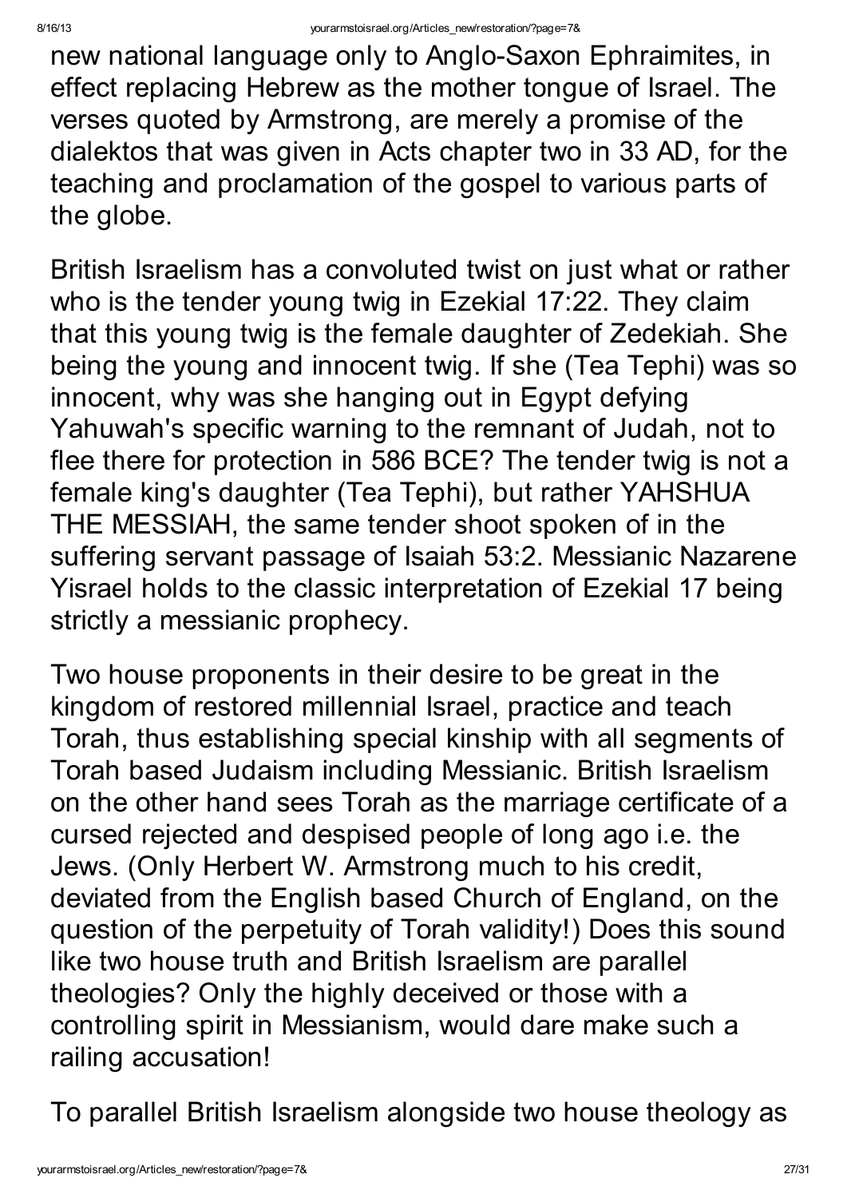new national language only to Anglo-Saxon Ephraimites, in effect replacing Hebrew as the mother tongue of Israel. The verses quoted by Armstrong, are merely a promise of the dialektos that was given in Acts chapter two in 33 AD, for the teaching and proclamation of the gospel to various parts of the globe.

British Israelism has a convoluted twist on just what or rather who is the tender young twig in Ezekial 17:22. They claim that this young twig is the female daughter of Zedekiah. She being the young and innocent twig. If she (Tea Tephi) was so innocent, why was she hanging out in Egypt defying Yahuwah's specific warning to the remnant of Judah, not to flee there for protection in 586 BCE? The tender twig is not a female king's daughter (Tea Tephi), but rather YAHSHUA THE MESSIAH, the same tender shoot spoken of in the suffering servant passage of Isaiah 53:2. Messianic Nazarene Yisrael holds to the classic interpretation of Ezekial 17 being strictly a messianic prophecy.

Two house proponents in their desire to be great in the kingdom of restored millennial Israel, practice and teach Torah, thus establishing special kinship with all segments of Torah based Judaism including Messianic. British Israelism on the other hand sees Torah as the marriage certificate of a cursed rejected and despised people of long ago i.e. the Jews. (Only Herbert W. Armstrong much to his credit, deviated from the English based Church of England, on the question of the perpetuity of Torah validity!) Does this sound like two house truth and British Israelism are parallel theologies? Only the highly deceived or those with a controlling spirit in Messianism, would dare make such a railing accusation!

To parallel British Israelism alongside two house theology as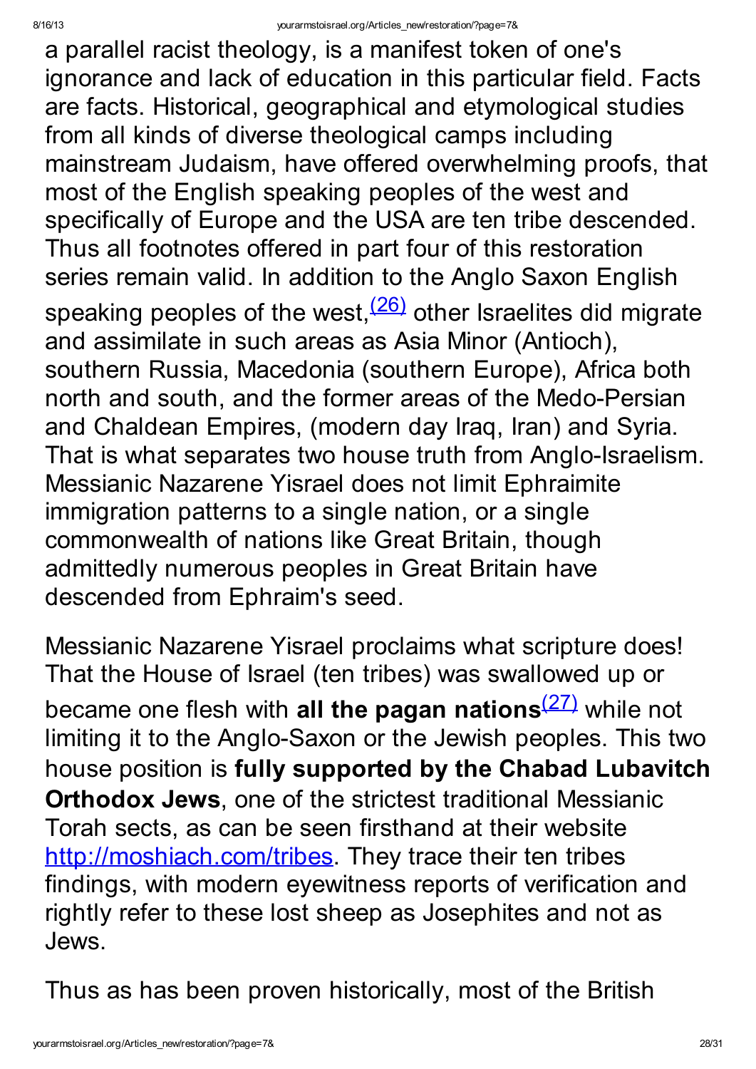a parallel racist theology, is a manifest token of one's ignorance and lack of education in this particular field. Facts are facts. Historical, geographical and etymological studies from all kinds of diverse theological camps including mainstream Judaism, have offered overwhelming proofs, that most of the English speaking peoples of the west and specifically of Europe and the USA are ten tribe descended. Thus all footnotes offered in part four of this restoration series remain valid. In addition to the Anglo Saxon English speaking peoples of the west,[(26)] other Israelites did migrate and assimilate in such areas as Asia Minor (Antioch), southern Russia, Macedonia (southern Europe), Africa both north and south, and the former areas of the Medo-Persian and Chaldean Empires, (modern day Iraq, Iran) and Syria. That is what separates two house truth from Anglo-Israelism. Messianic Nazarene Yisrael does not limit Ephraimite immigration patterns to a single nation, or a single commonwealth of nations like Great Britain, though admittedly numerous peoples in Great Britain have descended from Ephraim's seed.

Messianic Nazarene Yisrael proclaims what scripture does! That the House of Israel (ten tribes) was swallowed up or became one flesh with **all the pagan nations**[(27)] while not limiting it to the Anglo-Saxon or the Jewish peoples. This two house position is **fully supported by the Chabad Lubavitch Orthodox Jews**, one of the strictest traditional Messianic Torah sects, as can be seen firsthand at their website http://moshiach.com/tribes. They trace their ten tribes findings, with modern eyewitness reports of verification and rightly refer to these lost sheep as Josephites and not as Jews.

Thus as has been proven historically, most of the British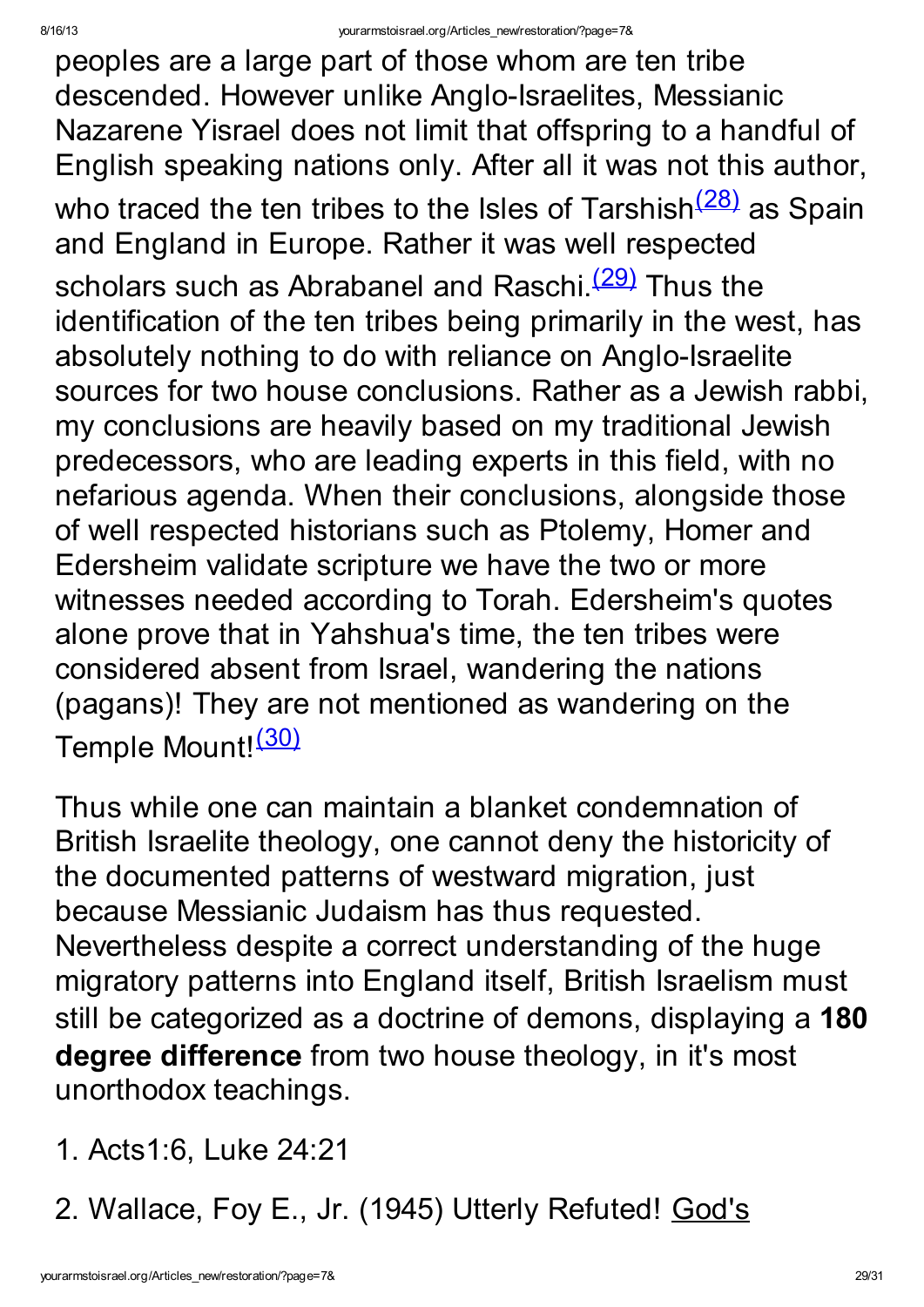peoples are a large part of those whom are ten tribe descended. However unlike Anglo-Israelites, Messianic Nazarene Yisrael does not limit that offspring to a handful of English speaking nations only. After all it was not this author, who traced the ten tribes to the Isles of Tarshish[(28)] as Spain and England in Europe. Rather it was well respected scholars such as Abrabanel and Raschi.[(29)] Thus the identification of the ten tribes being primarily in the west, has absolutely nothing to do with reliance on Anglo-Israelite sources for two house conclusions. Rather as a Jewish rabbi, my conclusions are heavily based on my traditional Jewish predecessors, who are leading experts in this field, with no nefarious agenda. When their conclusions, alongside those of well respected historians such as Ptolemy, Homer and Edersheim validate scripture we have the two or more witnesses needed according to Torah. Edersheim's quotes alone prove that in Yahshua's time, the ten tribes were considered absent from Israel, wandering the nations (pagans)! They are not mentioned as wandering on the Temple Mount![(30)]

Thus while one can maintain a blanket condemnation of British Israelite theology, one cannot deny the historicity of the documented patterns of westward migration, just because Messianic Judaism has thus requested. Nevertheless despite a correct understanding of the huge migratory patterns into England itself, British Israelism must still be categorized as a doctrine of demons, displaying a **180 degree difference** from two house theology, in it's most unorthodox teachings.

1. Acts1:6, Luke 24:21
2. Wallace, Foy E., Jr. (1945) Utterly Refuted! God's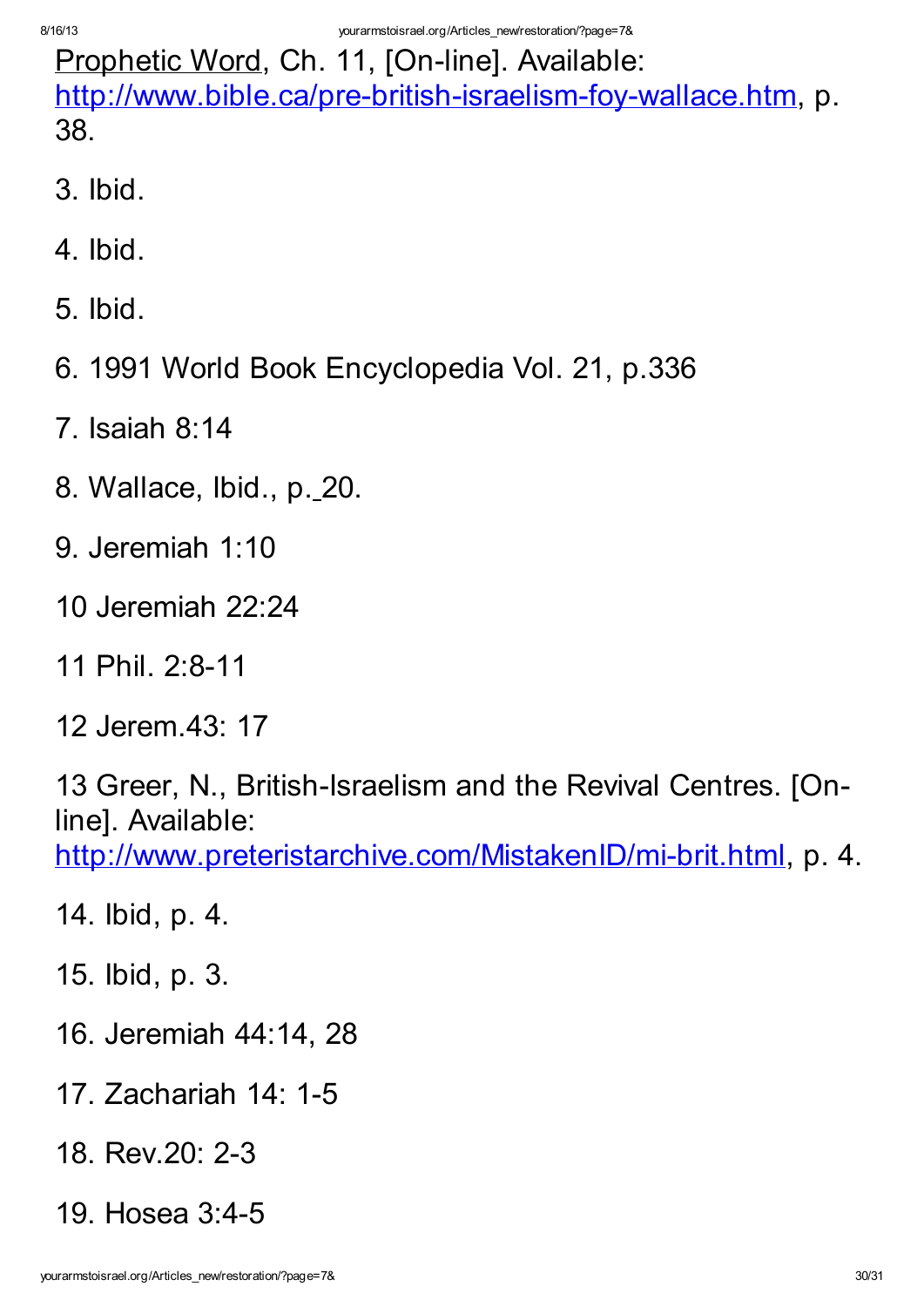Prophetic Word, Ch. 11, [On-line]. Available: http://www.bible.ca/pre-british-israelism-foy-wallace.htm, p. 38.

3. Ibid.

4. Ibid.

5. Ibid.

6. 1991 World Book Encyclopedia Vol. 21, p.336

7. Isaiah 8:14

8. Wallace, Ibid., p. 20.

9. Jeremiah 1:10

10 Jeremiah 22:24

11 Phil. 2:8-11

12 Jerem.43: 17

13 Greer, N., British-Israelism and the Revival Centres. [On-line]. Available: http://www.preteristarchive.com/MistakenID/mi-brit.html, p. 4.

14. Ibid, p. 4.

15. Ibid, p. 3.

16. Jeremiah 44:14, 28

17. Zachariah 14: 1-5

18. Rev.20: 2-3

19. Hosea 3:4-5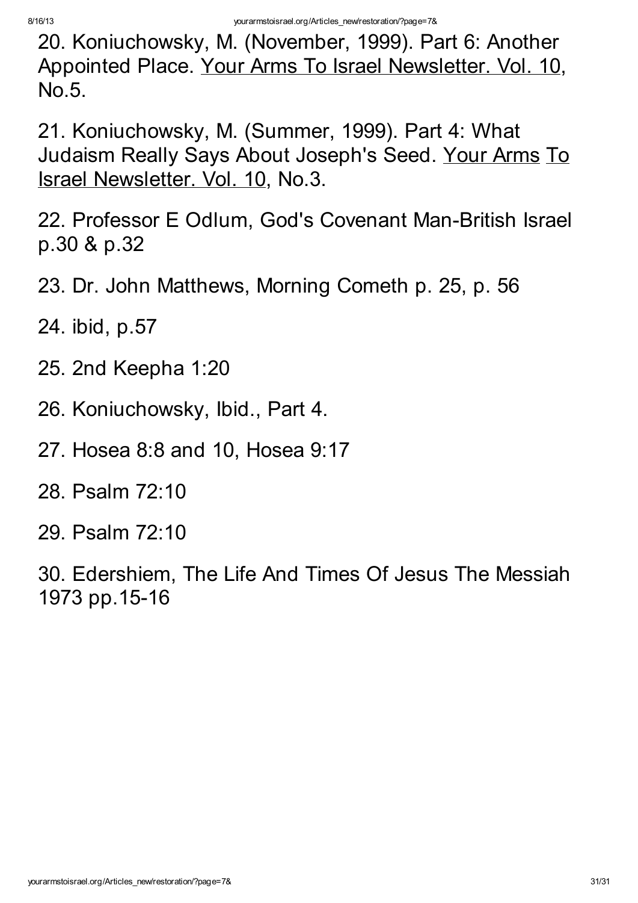20. Koniuchowsky, M. (November, 1999). Part 6: Another Appointed Place. Your Arms To Israel Newsletter. Vol. 10, No.5.

21. Koniuchowsky, M. (Summer, 1999). Part 4: What Judaism Really Says About Joseph's Seed. Your Arms To Israel Newsletter. Vol. 10, No.3.

22. Professor E Odlum, God's Covenant Man-British Israel p.30 & p.32

23. Dr. John Matthews, Morning Cometh p. 25, p. 56

24. ibid, p.57

25. 2nd Keepha 1:20

26. Koniuchowsky, Ibid., Part 4.

27. Hosea 8:8 and 10, Hosea 9:17

28. Psalm 72:10

29. Psalm 72:10

30. Edershiem, The Life And Times Of Jesus The Messiah 1973 pp.15-16